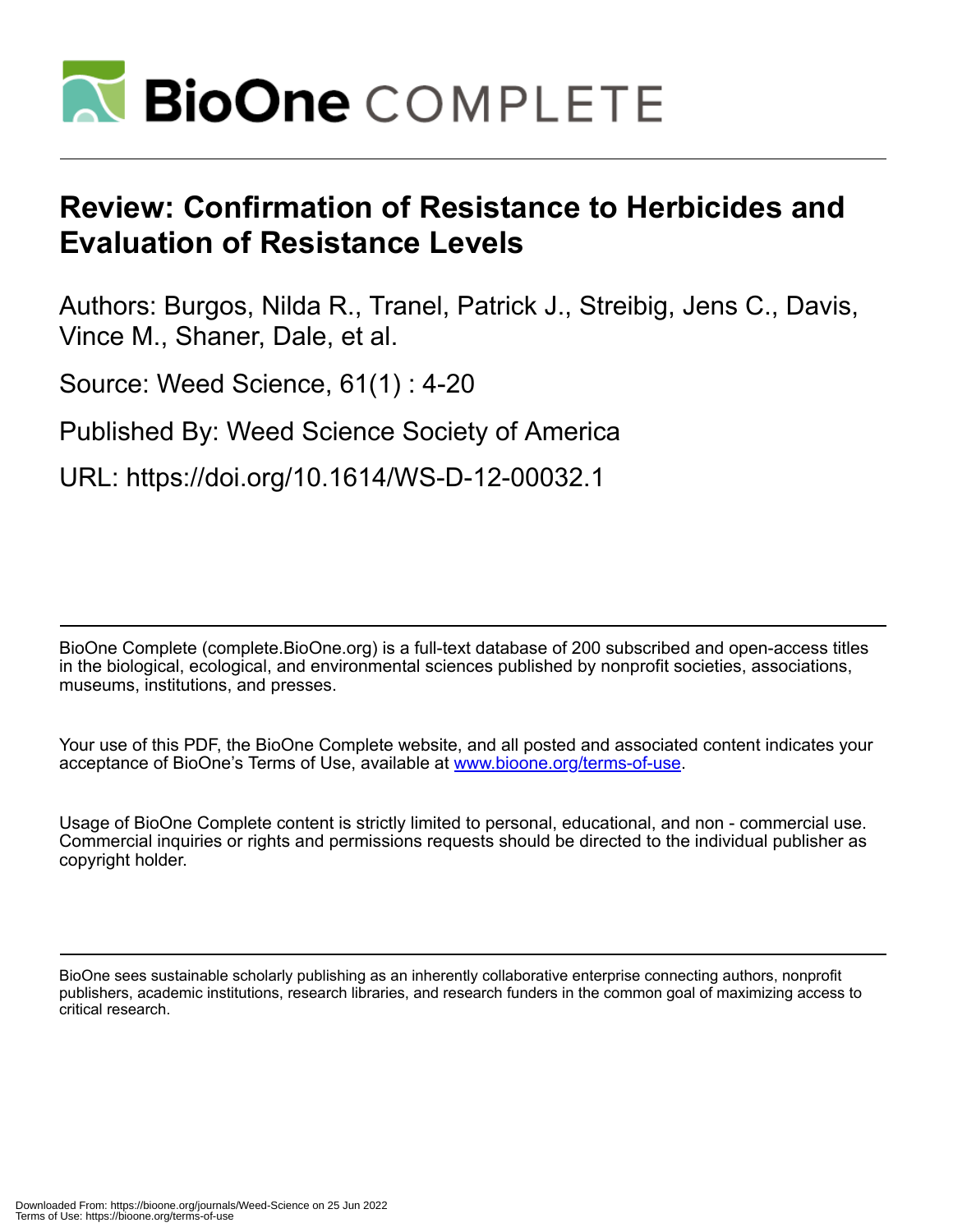# Review: Confirmation of Resistance to Herbicides and Evaluation of Resistance Levels

Authors: Burgos, Nilda R., Tranel, Patrick J., Streibig, Jens C., Davis, Vince M., Shaner, Dale, et al.

Source: Weed Science, 61(1) : 4-20

Published By: Weed Science Society of America

URL: https://doi.org/10.1614/WS-D-12-00032.1

BioOne Complete (complete.BioOne.org) is a full-text database of 200 subscribed and open-access titles in the biological, ecological, and environmental sciences published by nonprofit societies, associations, museums, institutions, and presses.

Your use of this PDF, the BioOne Complete website, and all posted and associated content indicates your acceptance of BioOne's Terms of Use, available at www.bioone.org/terms-of-use.

Usage of BioOne Complete content is strictly limited to personal, educational, and non - commercial use. Commercial inquiries or rights and permissions requests should be directed to the individual publisher as copyright holder.

BioOne sees sustainable scholarly publishing as an inherently collaborative enterprise connecting authors, nonprofit publishers, academic institutions, research libraries, and research funders in the common goal of maximizing access to critical research.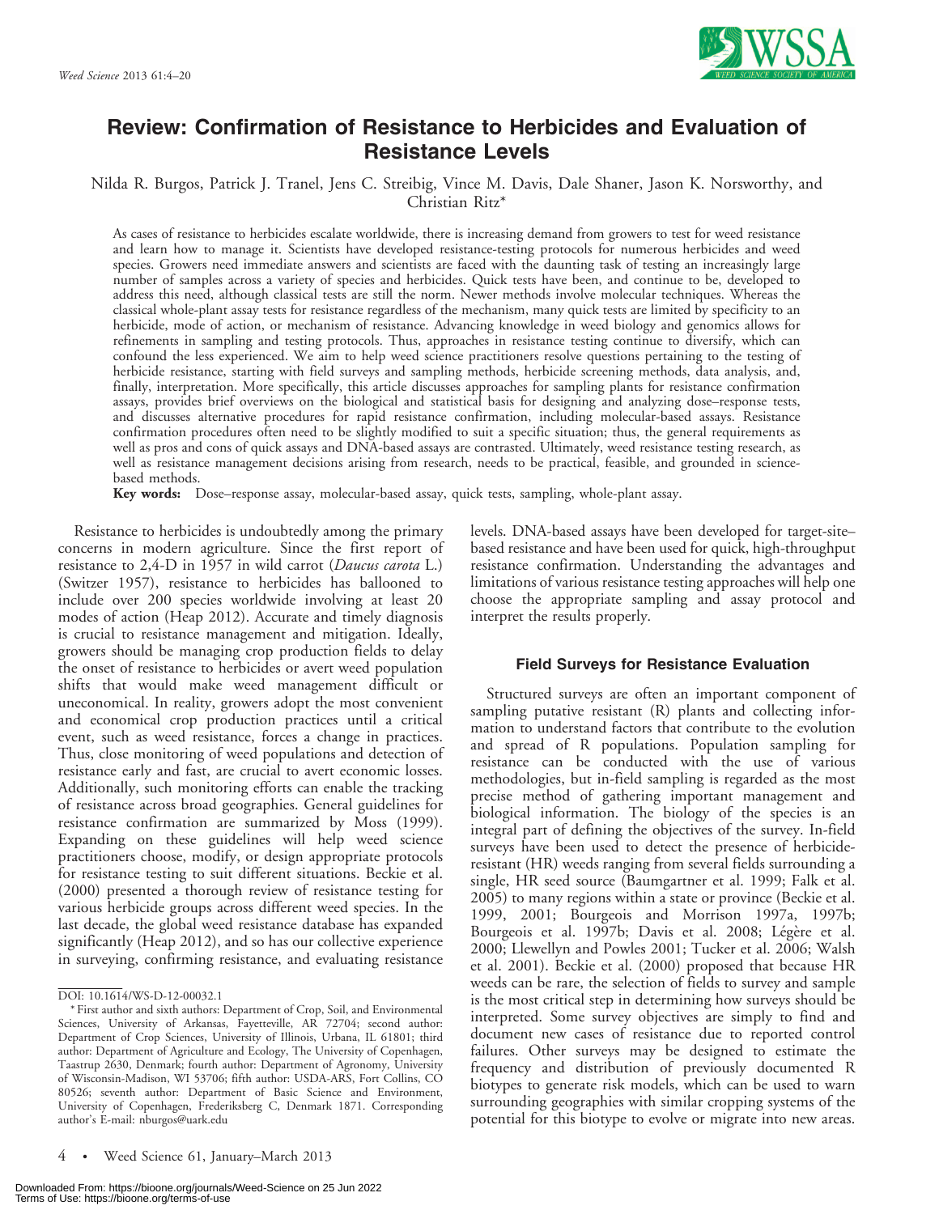# Review: Confirmation of Resistance to Herbicides and Evaluation of Resistance Levels

Nilda R. Burgos, Patrick J. Tranel, Jens C. Streibig, Vince M. Davis, Dale Shaner, Jason K. Norsworthy, and Christian Ritz*

As cases of resistance to herbicides escalate worldwide, there is increasing demand from growers to test for weed resistance and learn how to manage it. Scientists have developed resistance-testing protocols for numerous herbicides and weed species. Growers need immediate answers and scientists are faced with the daunting task of testing an increasingly large number of samples across a variety of species and herbicides. Quick tests have been, and continue to be, developed to address this need, although classical tests are still the norm. Newer methods involve molecular techniques. Whereas the classical whole-plant assay tests for resistance regardless of the mechanism, many quick tests are limited by specificity to an herbicide, mode of action, or mechanism of resistance. Advancing knowledge in weed biology and genomics allows for refinements in sampling and testing protocols. Thus, approaches in resistance testing continue to diversify, which can confound the less experienced. We aim to help weed science practitioners resolve questions pertaining to the testing of herbicide resistance, starting with field surveys and sampling methods, herbicide screening methods, data analysis, and, finally, interpretation. More specifically, this article discusses approaches for sampling plants for resistance confirmation assays, provides brief overviews on the biological and statistical basis for designing and analyzing dose–response tests, and discusses alternative procedures for rapid resistance confirmation, including molecular-based assays. Resistance confirmation procedures often need to be slightly modified to suit a specific situation; thus, the general requirements as well as pros and cons of quick assays and DNA-based assays are contrasted. Ultimately, weed resistance testing research, as well as resistance management decisions arising from research, needs to be practical, feasible, and grounded in science-based methods.

**Key words:** Dose–response assay, molecular-based assay, quick tests, sampling, whole-plant assay.

Resistance to herbicides is undoubtedly among the primary concerns in modern agriculture. Since the first report of resistance to 2,4-D in 1957 in wild carrot (*Daucus carota* L.) (Switzer 1957), resistance to herbicides has ballooned to include over 200 species worldwide involving at least 20 modes of action (Heap 2012). Accurate and timely diagnosis is crucial to resistance management and mitigation. Ideally, growers should be managing crop production fields to delay the onset of resistance to herbicides or avert weed population shifts that would make weed management difficult or uneconomical. In reality, growers adopt the most convenient and economical crop production practices until a critical event, such as weed resistance, forces a change in practices. Thus, close monitoring of weed populations and detection of resistance early and fast, are crucial to avert economic losses. Additionally, such monitoring efforts can enable the tracking of resistance across broad geographies. General guidelines for resistance confirmation are summarized by Moss (1999). Expanding on these guidelines will help weed science practitioners choose, modify, or design appropriate protocols for resistance testing to suit different situations. Beckie et al. (2000) presented a thorough review of resistance testing for various herbicide groups across different weed species. In the last decade, the global weed resistance database has expanded significantly (Heap 2012), and so has our collective experience in surveying, confirming resistance, and evaluating resistance levels. DNA-based assays have been developed for target-site–based resistance and have been used for quick, high-throughput resistance confirmation. Understanding the advantages and limitations of various resistance testing approaches will help one choose the appropriate sampling and assay protocol and interpret the results properly.

## Field Surveys for Resistance Evaluation

Structured surveys are often an important component of sampling putative resistant (R) plants and collecting information to understand factors that contribute to the evolution and spread of R populations. Population sampling for resistance can be conducted with the use of various methodologies, but in-field sampling is regarded as the most precise method of gathering important management and biological information. The biology of the species is an integral part of defining the objectives of the survey. In-field surveys have been used to detect the presence of herbicide-resistant (HR) weeds ranging from several fields surrounding a single, HR seed source (Baumgartner et al. 1999; Falk et al. 2005) to many regions within a state or province (Beckie et al. 1999, 2001; Bourgeois and Morrison 1997a, 1997b; Bourgeois et al. 1997b; Davis et al. 2008; Légère et al. 2000; Llewellyn and Powles 2001; Tucker et al. 2006; Walsh et al. 2001). Beckie et al. (2000) proposed that because HR weeds can be rare, the selection of fields to survey and sample is the most critical step in determining how surveys should be interpreted. Some survey objectives are simply to find and document new cases of resistance due to reported control failures. Other surveys may be designed to estimate the frequency and distribution of previously documented R biotypes to generate risk models, which can be used to warn surrounding geographies with similar cropping systems of the potential for this biotype to evolve or migrate into new areas.

---

DOI: 10.1614/WS-D-12-00032.1

\* First author and sixth authors: Department of Crop, Soil, and Environmental Sciences, University of Arkansas, Fayetteville, AR 72704; second author: Department of Crop Sciences, University of Illinois, Urbana, IL 61801; third author: Department of Agriculture and Ecology, The University of Copenhagen, Taastrup 2630, Denmark; fourth author: Department of Agronomy, University of Wisconsin-Madison, WI 53706; fifth author: USDA-ARS, Fort Collins, CO 80526; seventh author: Department of Basic Science and Environment, University of Copenhagen, Frederiksberg C, Denmark 1871. Corresponding author's E-mail: nburgos@uark.edu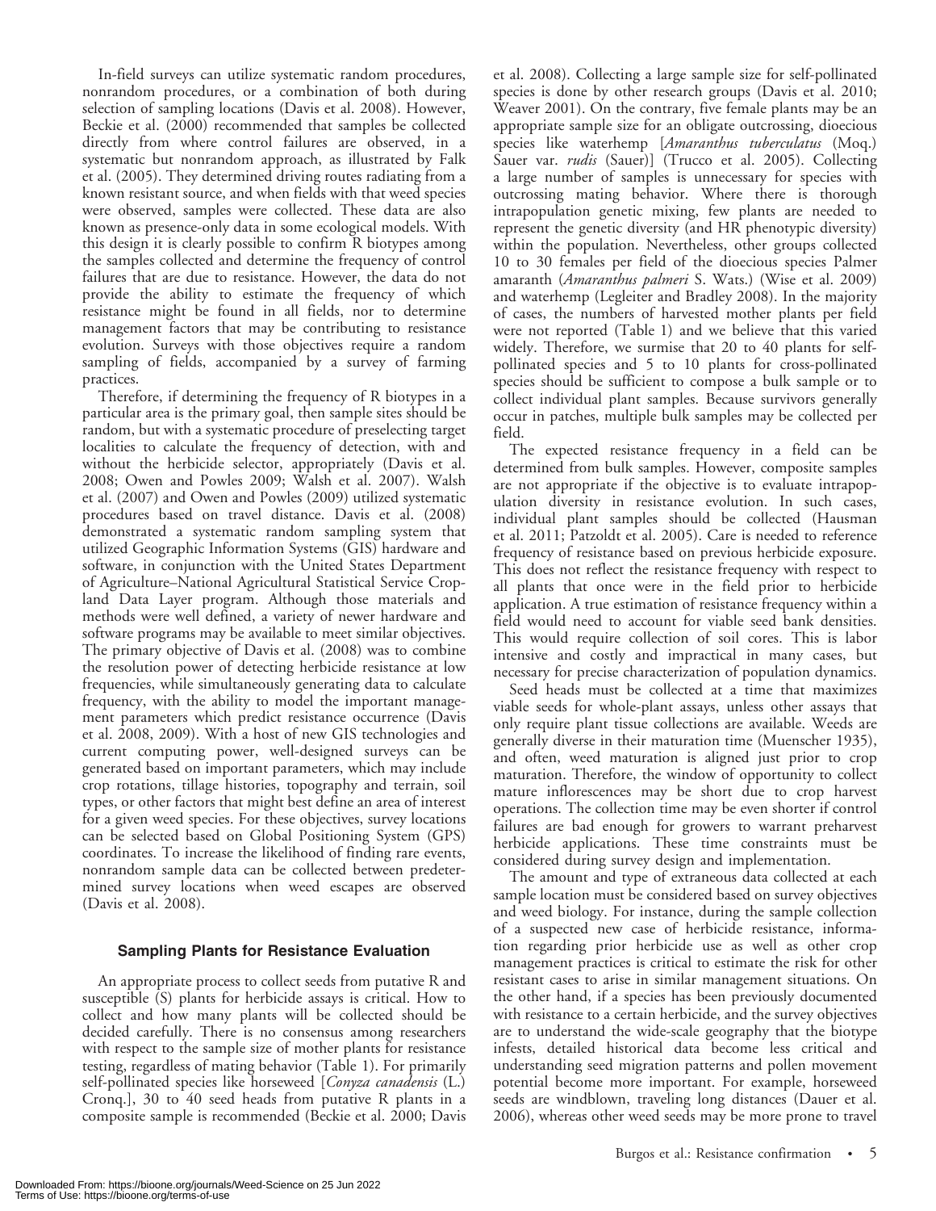In-field surveys can utilize systematic random procedures, nonrandom procedures, or a combination of both during selection of sampling locations (Davis et al. 2008). However, Beckie et al. (2000) recommended that samples be collected directly from where control failures are observed, in a systematic but nonrandom approach, as illustrated by Falk et al. (2005). They determined driving routes radiating from a known resistant source, and when fields with that weed species were observed, samples were collected. These data are also known as presence-only data in some ecological models. With this design it is clearly possible to confirm R biotypes among the samples collected and determine the frequency of control failures that are due to resistance. However, the data do not provide the ability to estimate the frequency of which resistance might be found in all fields, nor to determine management factors that may be contributing to resistance evolution. Surveys with those objectives require a random sampling of fields, accompanied by a survey of farming practices.

Therefore, if determining the frequency of R biotypes in a particular area is the primary goal, then sample sites should be random, but with a systematic procedure of preselecting target localities to calculate the frequency of detection, with and without the herbicide selector, appropriately (Davis et al. 2008; Owen and Powles 2009; Walsh et al. 2007). Walsh et al. (2007) and Owen and Powles (2009) utilized systematic procedures based on travel distance. Davis et al. (2008) demonstrated a systematic random sampling system that utilized Geographic Information Systems (GIS) hardware and software, in conjunction with the United States Department of Agriculture–National Agricultural Statistical Service Cropland Data Layer program. Although those materials and methods were well defined, a variety of newer hardware and software programs may be available to meet similar objectives. The primary objective of Davis et al. (2008) was to combine the resolution power of detecting herbicide resistance at low frequencies, while simultaneously generating data to calculate frequency, with the ability to model the important management parameters which predict resistance occurrence (Davis et al. 2008, 2009). With a host of new GIS technologies and current computing power, well-designed surveys can be generated based on important parameters, which may include crop rotations, tillage histories, topography and terrain, soil types, or other factors that might best define an area of interest for a given weed species. For these objectives, survey locations can be selected based on Global Positioning System (GPS) coordinates. To increase the likelihood of finding rare events, nonrandom sample data can be collected between predetermined survey locations when weed escapes are observed (Davis et al. 2008).

## Sampling Plants for Resistance Evaluation

An appropriate process to collect seeds from putative R and susceptible (S) plants for herbicide assays is critical. How to collect and how many plants will be collected should be decided carefully. There is no consensus among researchers with respect to the sample size of mother plants for resistance testing, regardless of mating behavior (Table 1). For primarily self-pollinated species like horseweed [*Conyza canadensis* (L.) Cronq.], 30 to 40 seed heads from putative R plants in a composite sample is recommended (Beckie et al. 2000; Davis et al. 2008). Collecting a large sample size for self-pollinated species is done by other research groups (Davis et al. 2010; Weaver 2001). On the contrary, five female plants may be an appropriate sample size for an obligate outcrossing, dioecious species like waterhemp [*Amaranthus tuberculatus* (Moq.) Sauer var. *rudis* (Sauer)] (Trucco et al. 2005). Collecting a large number of samples is unnecessary for species with outcrossing mating behavior. Where there is thorough intrapopulation genetic mixing, few plants are needed to represent the genetic diversity (and HR phenotypic diversity) within the population. Nevertheless, other groups collected 10 to 30 females per field of the dioecious species Palmer amaranth (*Amaranthus palmeri* S. Wats.) (Wise et al. 2009) and waterhemp (Legleiter and Bradley 2008). In the majority of cases, the numbers of harvested mother plants per field were not reported (Table 1) and we believe that this varied widely. Therefore, we surmise that 20 to 40 plants for self-pollinated species and 5 to 10 plants for cross-pollinated species should be sufficient to compose a bulk sample or to collect individual plant samples. Because survivors generally occur in patches, multiple bulk samples may be collected per field.

The expected resistance frequency in a field can be determined from bulk samples. However, composite samples are not appropriate if the objective is to evaluate intrapopulation diversity in resistance evolution. In such cases, individual plant samples should be collected (Hausman et al. 2011; Patzoldt et al. 2005). Care is needed to reference frequency of resistance based on previous herbicide exposure. This does not reflect the resistance frequency with respect to all plants that once were in the field prior to herbicide application. A true estimation of resistance frequency within a field would need to account for viable seed bank densities. This would require collection of soil cores. This is labor intensive and costly and impractical in many cases, but necessary for precise characterization of population dynamics.

Seed heads must be collected at a time that maximizes viable seeds for whole-plant assays, unless other assays that only require plant tissue collections are available. Weeds are generally diverse in their maturation time (Muenscher 1935), and often, weed maturation is aligned just prior to crop maturation. Therefore, the window of opportunity to collect mature inflorescences may be short due to crop harvest operations. The collection time may be even shorter if control failures are bad enough for growers to warrant preharvest herbicide applications. These time constraints must be considered during survey design and implementation.

The amount and type of extraneous data collected at each sample location must be considered based on survey objectives and weed biology. For instance, during the sample collection of a suspected new case of herbicide resistance, information regarding prior herbicide use as well as other crop management practices is critical to estimate the risk for other resistant cases to arise in similar management situations. On the other hand, if a species has been previously documented with resistance to a certain herbicide, and the survey objectives are to understand the wide-scale geography that the biotype infests, detailed historical data become less critical and understanding seed migration patterns and pollen movement potential become more important. For example, horseweed seeds are windblown, traveling long distances (Dauer et al. 2006), whereas other weed seeds may be more prone to travel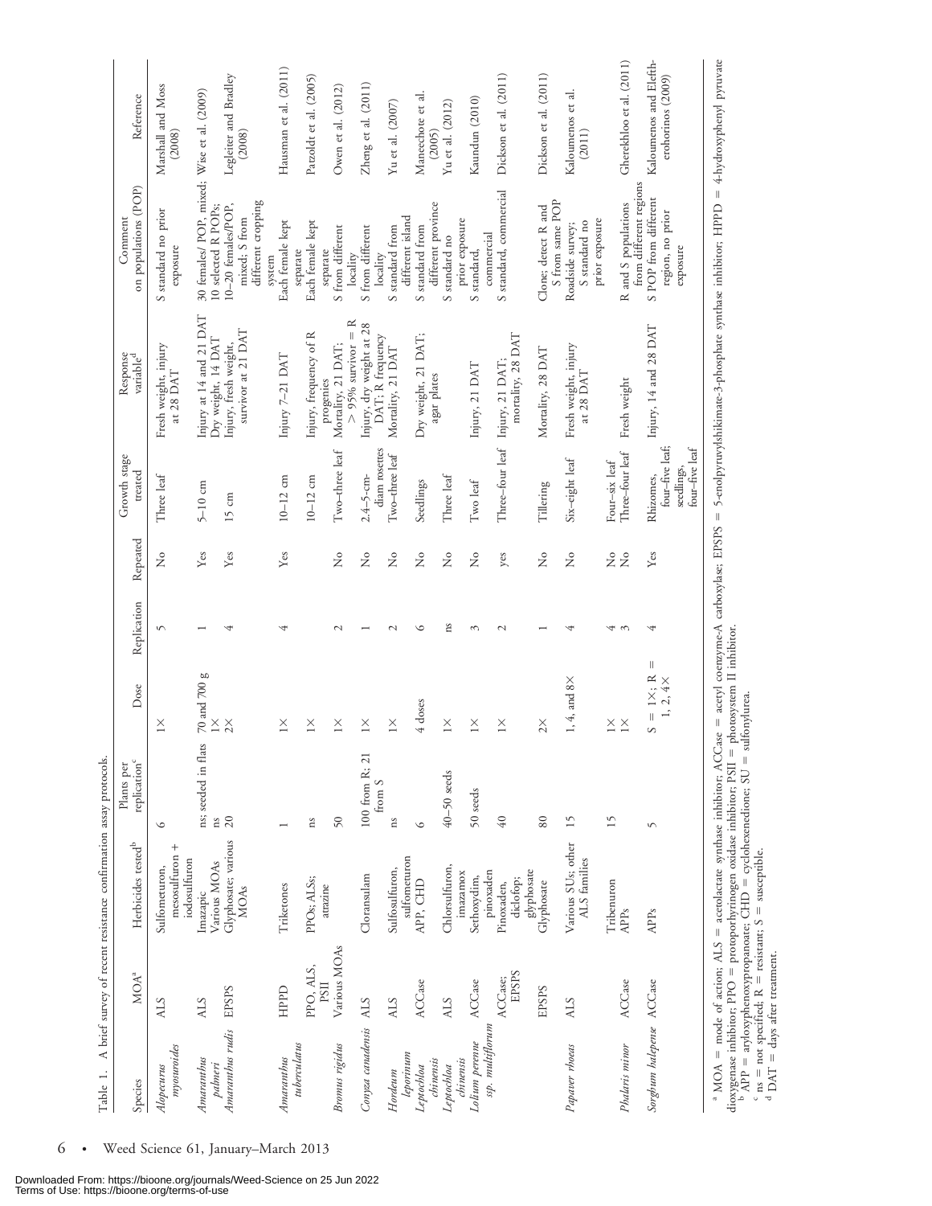Table 1. A brief survey of recent resistance confirmation assay protocols.

| Species | MOA[a] | Herbicides tested[b] | Plants per replication[c] | Dose | Replication | Repeated | Growth stage treated | Response variable[d] | Comment on populations (POP) | Reference |
|---|---|---|---|---|---|---|---|---|---|---|
| *Alopecurus myosuroides* | ALS | Sulfometuron, mesosulfuron + iodosulfuron | 6 | 1× | 5 | No | Three leaf | Fresh weight, injury at 28 DAT | S standard no prior exposure | Marshall and Moss (2008) |
| *Amaranthus palmeri* | ALS | Imazapic | ns; seeded in flats | 70 and 700 g | 1 | Yes | 5–10 cm | Injury at 14 and 21 DAT | 30 females/ POP, mixed; 10 selected R POPs; | Wise et al. (2009) |
| *Amaranthus rudis* | EPSPS | Various MOAs | ns | 1× | | | | Dry weight, 14 DAT | | |
| | | Glyphosate; various MOAs | 20 | 2× | 4 | Yes | 15 cm | Injury, fresh weight, survivor at 21 DAT | 10–20 females/POP, mixed; S from different cropping system | Legleiter and Bradley (2008) |
| *Amaranthus tuberculatus* | HPPD | Triketones | 1 | 1× | 4 | Yes | 10–12 cm | Injury 7–21 DAT | Each female kept separate | Hausman et al. (2011) |
| | PPO, ALS, PSII | PPOs; ALSs; atrazine | ns | 1× | 4 | Yes | 10–12 cm | Injury, frequency of R progenies | Each female kept separate | Patzoldt et al. (2005) |
| *Bromus rigidus* | Various MOAs | | 50 | 1× | 2 | No | Two–three leaf | Mortality, 21 DAT; > 95% survivor = R | S from different locality | Owen et al. (2012) |
| *Conyza canadensis* | ALS | Cloransulam | 100 from R; 21 from S | 1× | 1 | No | 2.4–5-cm-diam rosettes | Injury, dry weight at 28 DAT; R frequency | S from different locality | Zheng et al. (2011) |
| *Hordeum leporinum* | ALS | Sulfosulfuron, sulfometuron | ns | 1× | 2 | No | Two–three leaf | Mortality, 21 DAT | S standard from different island | Yu et al. (2007) |
| *Leptochloa chinensis* | ACCase | APP, CHD | 6 | 4 doses | 6 | No | Seedlings | Dry weight, 21 DAT; agar plates | S standard from different province | Maneechote et al. (2005) |
| *Leptochloa chinensis* | ALS | Chlorsulfuron, imazamox | 40–50 seeds | 1× | ns | No | Three leaf | | S standard no prior exposure | Yu et al. (2012) |
| *Lolium perenne* ssp. *multiflorum* | ACCase | Sethoxydim, pinoxaden | 50 seeds | 1× | 3 | No | Two leaf | Injury, 21 DAT | S standard, commercial | Kaundun (2010) |
| | ACCase; EPSPS | Pinoxaden, diclofop; glyphosate | 40 | 1× | 2 | yes | Three–four leaf | Injury, 21 DAT; mortality, 28 DAT | S standard, commercial | Dickson et al. (2011) |
| | EPSPS | Glyphosate | 80 | 2× | 1 | No | Tillering | Mortality, 28 DAT | Clone; detect R and S from same POP | Dickson et al. (2011) |
| *Papaver rhoeas* | ALS | Various SUs; other ALS families | 15 | 1, 4, and 8× | 4 | No | Six–eight leaf | Fresh weight, injury at 28 DAT | Roadside survey; S standard no prior exposure | Kaloumenos et al. (2011) |
| | | Tribenuron | 15 | 1× | 4 | No | Four–six leaf | | | |
| *Phalaris minor* | ACCase | APPs | | 1× | 3 | No | Three–four leaf | Fresh weight | R and S populations from different regions | Gherekhloo et al. (2011) |
| *Sorghum halepense* | ACCase | APPs | 5 | S = 1×; R = 1, 2, 4× | 4 | Yes | Rhizomes, four–five leaf; seedlings, four–five leaf | Injury, 14 and 28 DAT | S POP from different region, no prior exposure | Kaloumenos and Eleftherohorinos (2009) |

[a] MOA = mode of action; ALS = acetolactate synthase inhibitor; ACCase = acetyl coenzyme-A carboxylase; EPSPS = 5-enolpyruvylshikimate-3-phosphate synthase inhibitor; HPPD = 4-hydroxyphenyl pyruvate dioxygenase inhibitor; PPO = protoporhyrinogen oxidase inhibitor; PSII = photosystem II inhibitor.

[b] APP = aryloxyphenoxypropanoate; CHD = cyclohexanedione; SU = sulfonylurea.

[c] ns = not specified; R = resistant; S = susceptible.

[d] DAT = days after treatment.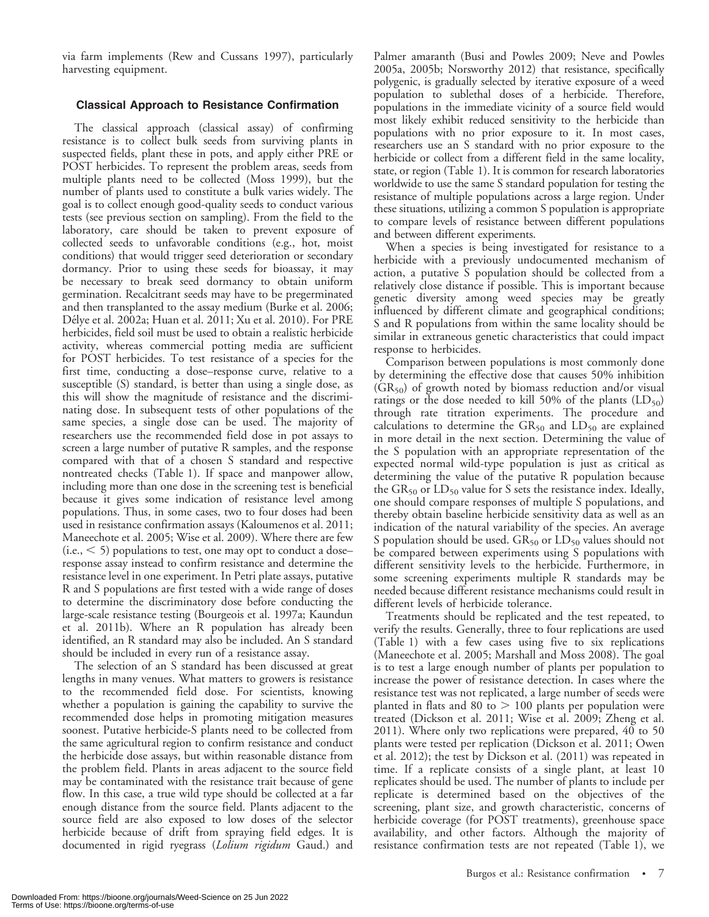via farm implements (Rew and Cussans 1997), particularly harvesting equipment.

### Classical Approach to Resistance Confirmation

The classical approach (classical assay) of confirming resistance is to collect bulk seeds from surviving plants in suspected fields, plant these in pots, and apply either PRE or POST herbicides. To represent the problem areas, seeds from multiple plants need to be collected (Moss 1999), but the number of plants used to constitute a bulk varies widely. The goal is to collect enough good-quality seeds to conduct various tests (see previous section on sampling). From the field to the laboratory, care should be taken to prevent exposure of collected seeds to unfavorable conditions (e.g., hot, moist conditions) that would trigger seed deterioration or secondary dormancy. Prior to using these seeds for bioassay, it may be necessary to break seed dormancy to obtain uniform germination. Recalcitrant seeds may have to be pregerminated and then transplanted to the assay medium (Burke et al. 2006; Délye et al. 2002a; Huan et al. 2011; Xu et al. 2010). For PRE herbicides, field soil must be used to obtain a realistic herbicide activity, whereas commercial potting media are sufficient for POST herbicides. To test resistance of a species for the first time, conducting a dose–response curve, relative to a susceptible (S) standard, is better than using a single dose, as this will show the magnitude of resistance and the discriminating dose. In subsequent tests of other populations of the same species, a single dose can be used. The majority of researchers use the recommended field dose in pot assays to screen a large number of putative R samples, and the response compared with that of a chosen S standard and respective nontreated checks (Table 1). If space and manpower allow, including more than one dose in the screening test is beneficial because it gives some indication of resistance level among populations. Thus, in some cases, two to four doses had been used in resistance confirmation assays (Kaloumenos et al. 2011; Maneechote et al. 2005; Wise et al. 2009). Where there are few (i.e., $< 5$) populations to test, one may opt to conduct a dose–response assay instead to confirm resistance and determine the resistance level in one experiment. In Petri plate assays, putative R and S populations are first tested with a wide range of doses to determine the discriminatory dose before conducting the large-scale resistance testing (Bourgeois et al. 1997a; Kaundun et al. 2011b). Where an R population has already been identified, an R standard may also be included. An S standard should be included in every run of a resistance assay.

The selection of an S standard has been discussed at great lengths in many venues. What matters to growers is resistance to the recommended field dose. For scientists, knowing whether a population is gaining the capability to survive the recommended dose helps in promoting mitigation measures soonest. Putative herbicide-S plants need to be collected from the same agricultural region to confirm resistance and conduct the herbicide dose assays, but within reasonable distance from the problem field. Plants in areas adjacent to the source field may be contaminated with the resistance trait because of gene flow. In this case, a true wild type should be collected at a far enough distance from the source field. Plants adjacent to the source field are also exposed to low doses of the selector herbicide because of drift from spraying field edges. It is documented in rigid ryegrass (*Lolium rigidum* Gaud.) and Palmer amaranth (Busi and Powles 2009; Neve and Powles 2005a, 2005b; Norsworthy 2012) that resistance, specifically polygenic, is gradually selected by iterative exposure of a weed population to sublethal doses of a herbicide. Therefore, populations in the immediate vicinity of a source field would most likely exhibit reduced sensitivity to the herbicide than populations with no prior exposure to it. In most cases, researchers use an S standard with no prior exposure to the herbicide or collect from a different field in the same locality, state, or region (Table 1). It is common for research laboratories worldwide to use the same S standard population for testing the resistance of multiple populations across a large region. Under these situations, utilizing a common S population is appropriate to compare levels of resistance between different populations and between different experiments.

When a species is being investigated for resistance to a herbicide with a previously undocumented mechanism of action, a putative S population should be collected from a relatively close distance if possible. This is important because genetic diversity among weed species may be greatly influenced by different climate and geographical conditions; S and R populations from within the same locality should be similar in extraneous genetic characteristics that could impact response to herbicides.

Comparison between populations is most commonly done by determining the effective dose that causes 50% inhibition ($GR_{50}$) of growth noted by biomass reduction and/or visual ratings or the dose needed to kill 50% of the plants ($LD_{50}$) through rate titration experiments. The procedure and calculations to determine the $GR_{50}$ and $LD_{50}$ are explained in more detail in the next section. Determining the value of the S population with an appropriate representation of the expected normal wild-type population is just as critical as determining the value of the putative R population because the $GR_{50}$ or $LD_{50}$ value for S sets the resistance index. Ideally, one should compare responses of multiple S populations, and thereby obtain baseline herbicide sensitivity data as well as an indication of the natural variability of the species. An average S population should be used. $GR_{50}$ or $LD_{50}$ values should not be compared between experiments using S populations with different sensitivity levels to the herbicide. Furthermore, in some screening experiments multiple R standards may be needed because different resistance mechanisms could result in different levels of herbicide tolerance.

Treatments should be replicated and the test repeated, to verify the results. Generally, three to four replications are used (Table 1) with a few cases using five to six replications (Maneechote et al. 2005; Marshall and Moss 2008). The goal is to test a large enough number of plants per population to increase the power of resistance detection. In cases where the resistance test was not replicated, a large number of seeds were planted in flats and 80 to $> 100$ plants per population were treated (Dickson et al. 2011; Wise et al. 2009; Zheng et al. 2011). Where only two replications were prepared, 40 to 50 plants were tested per replication (Dickson et al. 2011; Owen et al. 2012); the test by Dickson et al. (2011) was repeated in time. If a replicate consists of a single plant, at least 10 replicates should be used. The number of plants to include per replicate is determined based on the objectives of the screening, plant size, and growth characteristic, concerns of herbicide coverage (for POST treatments), greenhouse space availability, and other factors. Although the majority of resistance confirmation tests are not repeated (Table 1), we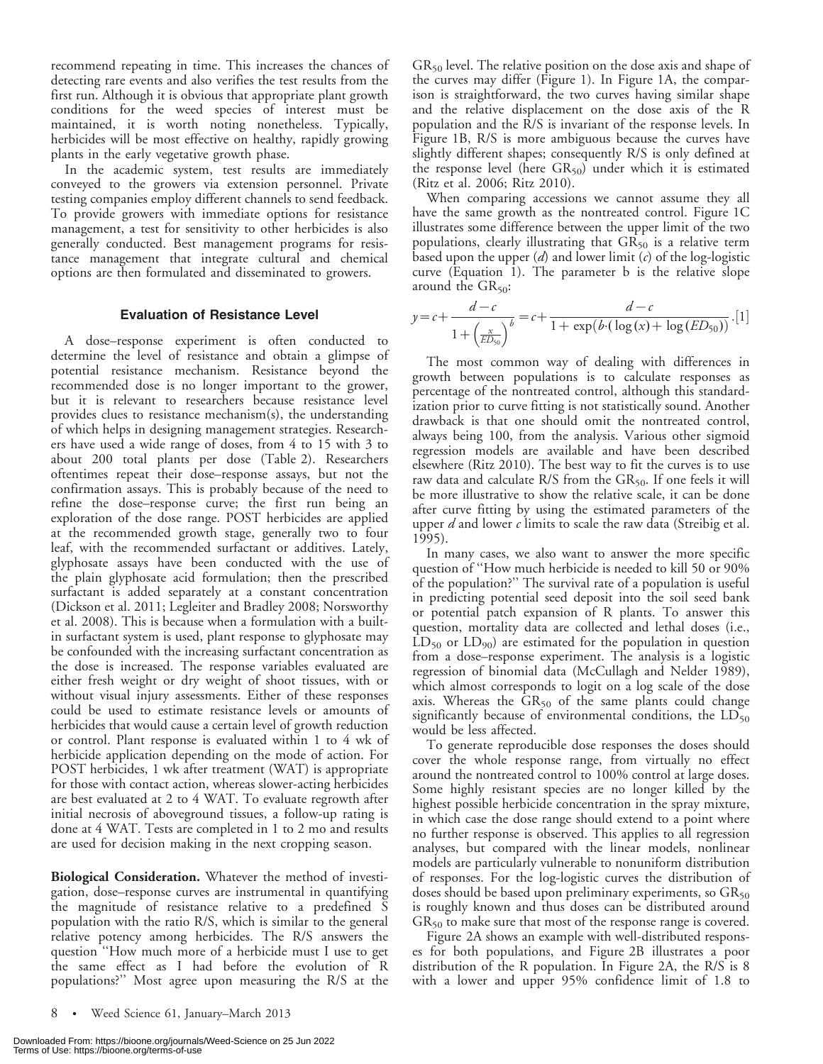recommend repeating in time. This increases the chances of detecting rare events and also verifies the test results from the first run. Although it is obvious that appropriate plant growth conditions for the weed species of interest must be maintained, it is worth noting nonetheless. Typically, herbicides will be most effective on healthy, rapidly growing plants in the early vegetative growth phase.

In the academic system, test results are immediately conveyed to the growers via extension personnel. Private testing companies employ different channels to send feedback. To provide growers with immediate options for resistance management, a test for sensitivity to other herbicides is also generally conducted. Best management programs for resistance management that integrate cultural and chemical options are then formulated and disseminated to growers.

## Evaluation of Resistance Level

A dose–response experiment is often conducted to determine the level of resistance and obtain a glimpse of potential resistance mechanism. Resistance beyond the recommended dose is no longer important to the grower, but it is relevant to researchers because resistance level provides clues to resistance mechanism(s), the understanding of which helps in designing management strategies. Researchers have used a wide range of doses, from 4 to 15 with 3 to about 200 total plants per dose (Table 2). Researchers oftentimes repeat their dose–response assays, but not the confirmation assays. This is probably because of the need to refine the dose–response curve; the first run being an exploration of the dose range. POST herbicides are applied at the recommended growth stage, generally two to four leaf, with the recommended surfactant or additives. Lately, glyphosate assays have been conducted with the use of the plain glyphosate acid formulation; then the prescribed surfactant is added separately at a constant concentration (Dickson et al. 2011; Legleiter and Bradley 2008; Norsworthy et al. 2008). This is because when a formulation with a built-in surfactant system is used, plant response to glyphosate may be confounded with the increasing surfactant concentration as the dose is increased. The response variables evaluated are either fresh weight or dry weight of shoot tissues, with or without visual injury assessments. Either of these responses could be used to estimate resistance levels or amounts of herbicides that would cause a certain level of growth reduction or control. Plant response is evaluated within 1 to 4 wk of herbicide application depending on the mode of action. For POST herbicides, 1 wk after treatment (WAT) is appropriate for those with contact action, whereas slower-acting herbicides are best evaluated at 2 to 4 WAT. To evaluate regrowth after initial necrosis of aboveground tissues, a follow-up rating is done at 4 WAT. Tests are completed in 1 to 2 mo and results are used for decision making in the next cropping season.

**Biological Consideration.** Whatever the method of investigation, dose–response curves are instrumental in quantifying the magnitude of resistance relative to a predefined S population with the ratio R/S, which is similar to the general relative potency among herbicides. The R/S answers the question "How much more of a herbicide must I use to get the same effect as I had before the evolution of R populations?" Most agree upon measuring the R/S at the $GR_{50}$ level. The relative position on the dose axis and shape of the curves may differ (Figure 1). In Figure 1A, the comparison is straightforward, the two curves having similar shape and the relative displacement on the dose axis of the R population and the R/S is invariant of the response levels. In Figure 1B, R/S is more ambiguous because the curves have slightly different shapes; consequently R/S is only defined at the response level (here $GR_{50}$) under which it is estimated (Ritz et al. 2006; Ritz 2010).

When comparing accessions we cannot assume they all have the same growth as the nontreated control. Figure 1C illustrates some difference between the upper limit of the two populations, clearly illustrating that $GR_{50}$ is a relative term based upon the upper ($d$) and lower limit ($c$) of the log-logistic curve (Equation 1). The parameter b is the relative slope around the $GR_{50}$:

$$y = c + \frac{d - c}{1 + \left(\frac{x}{ED_{50}}\right)^{b}} = c + \frac{d - c}{1 + \exp(b \cdot (\log(x) + \log(ED_{50})))}. [1]$$

The most common way of dealing with differences in growth between populations is to calculate responses as percentage of the nontreated control, although this standardization prior to curve fitting is not statistically sound. Another drawback is that one should omit the nontreated control, always being 100, from the analysis. Various other sigmoid regression models are available and have been described elsewhere (Ritz 2010). The best way to fit the curves is to use raw data and calculate R/S from the $GR_{50}$. If one feels it will be more illustrative to show the relative scale, it can be done after curve fitting by using the estimated parameters of the upper $d$ and lower $c$ limits to scale the raw data (Streibig et al. 1995).

In many cases, we also want to answer the more specific question of "How much herbicide is needed to kill 50 or 90% of the population?" The survival rate of a population is useful in predicting potential seed deposit into the soil seed bank or potential patch expansion of R plants. To answer this question, mortality data are collected and lethal doses (i.e., $LD_{50}$ or $LD_{90}$) are estimated for the population in question from a dose–response experiment. The analysis is a logistic regression of binomial data (McCullagh and Nelder 1989), which almost corresponds to logit on a log scale of the dose axis. Whereas the $GR_{50}$ of the same plants could change significantly because of environmental conditions, the $LD_{50}$ would be less affected.

To generate reproducible dose responses the doses should cover the whole response range, from virtually no effect around the nontreated control to 100% control at large doses. Some highly resistant species are no longer killed by the highest possible herbicide concentration in the spray mixture, in which case the dose range should extend to a point where no further response is observed. This applies to all regression analyses, but compared with the linear models, nonlinear models are particularly vulnerable to nonuniform distribution of responses. For the log-logistic curves the distribution of doses should be based upon preliminary experiments, so $GR_{50}$ is roughly known and thus doses can be distributed around $GR_{50}$ to make sure that most of the response range is covered.

Figure 2A shows an example with well-distributed responses for both populations, and Figure 2B illustrates a poor distribution of the R population. In Figure 2A, the R/S is 8 with a lower and upper 95% confidence limit of 1.8 to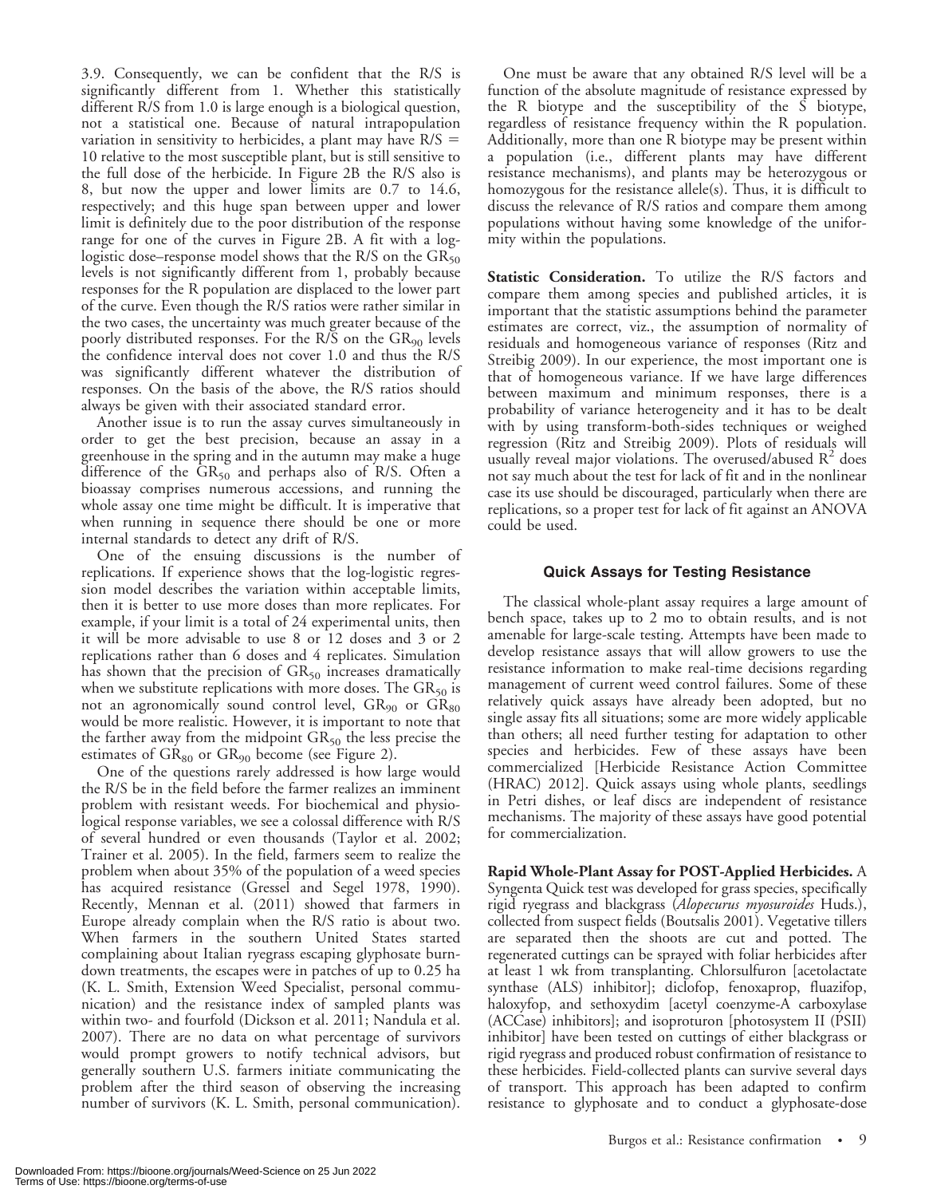3.9. Consequently, we can be confident that the R/S is significantly different from 1. Whether this statistically different R/S from 1.0 is large enough is a biological question, not a statistical one. Because of natural intrapopulation variation in sensitivity to herbicides, a plant may have R/S = 10 relative to the most susceptible plant, but is still sensitive to the full dose of the herbicide. In Figure 2B the R/S also is 8, but now the upper and lower limits are 0.7 to 14.6, respectively; and this huge span between upper and lower limit is definitely due to the poor distribution of the response range for one of the curves in Figure 2B. A fit with a log-logistic dose–response model shows that the R/S on the $GR_{50}$ levels is not significantly different from 1, probably because responses for the R population are displaced to the lower part of the curve. Even though the R/S ratios were rather similar in the two cases, the uncertainty was much greater because of the poorly distributed responses. For the R/S on the $GR_{90}$ levels the confidence interval does not cover 1.0 and thus the R/S was significantly different whatever the distribution of responses. On the basis of the above, the R/S ratios should always be given with their associated standard error.

Another issue is to run the assay curves simultaneously in order to get the best precision, because an assay in a greenhouse in the spring and in the autumn may make a huge difference of the $GR_{50}$ and perhaps also of R/S. Often a bioassay comprises numerous accessions, and running the whole assay one time might be difficult. It is imperative that when running in sequence there should be one or more internal standards to detect any drift of R/S.

One of the ensuing discussions is the number of replications. If experience shows that the log-logistic regression model describes the variation within acceptable limits, then it is better to use more doses than more replicates. For example, if your limit is a total of 24 experimental units, then it will be more advisable to use 8 or 12 doses and 3 or 2 replications rather than 6 doses and 4 replicates. Simulation has shown that the precision of $GR_{50}$ increases dramatically when we substitute replications with more doses. The $GR_{50}$ is not an agronomically sound control level, $GR_{90}$ or $GR_{80}$ would be more realistic. However, it is important to note that the farther away from the midpoint $GR_{50}$ the less precise the estimates of $GR_{80}$ or $GR_{90}$ become (see Figure 2).

One of the questions rarely addressed is how large would the R/S be in the field before the farmer realizes an imminent problem with resistant weeds. For biochemical and physiological response variables, we see a colossal difference with R/S of several hundred or even thousands (Taylor et al. 2002; Trainer et al. 2005). In the field, farmers seem to realize the problem when about 35% of the population of a weed species has acquired resistance (Gressel and Segel 1978, 1990). Recently, Mennan et al. (2011) showed that farmers in Europe already complain when the R/S ratio is about two. When farmers in the southern United States started complaining about Italian ryegrass escaping glyphosate burndown treatments, the escapes were in patches of up to 0.25 ha (K. L. Smith, Extension Weed Specialist, personal communication) and the resistance index of sampled plants was within two- and fourfold (Dickson et al. 2011; Nandula et al. 2007). There are no data on what percentage of survivors would prompt growers to notify technical advisors, but generally southern U.S. farmers initiate communicating the problem after the third season of observing the increasing number of survivors (K. L. Smith, personal communication).

One must be aware that any obtained R/S level will be a function of the absolute magnitude of resistance expressed by the R biotype and the susceptibility of the S biotype, regardless of resistance frequency within the R population. Additionally, more than one R biotype may be present within a population (i.e., different plants may have different resistance mechanisms), and plants may be heterozygous or homozygous for the resistance allele(s). Thus, it is difficult to discuss the relevance of R/S ratios and compare them among populations without having some knowledge of the uniformity within the populations.

**Statistic Consideration.** To utilize the R/S factors and compare them among species and published articles, it is important that the statistic assumptions behind the parameter estimates are correct, viz., the assumption of normality of residuals and homogeneous variance of responses (Ritz and Streibig 2009). In our experience, the most important one is that of homogeneous variance. If we have large differences between maximum and minimum responses, there is a probability of variance heterogeneity and it has to be dealt with by using transform-both-sides techniques or weighed regression (Ritz and Streibig 2009). Plots of residuals will usually reveal major violations. The overused/abused $R^2$ does not say much about the test for lack of fit and in the nonlinear case its use should be discouraged, particularly when there are replications, so a proper test for lack of fit against an ANOVA could be used.

## Quick Assays for Testing Resistance

The classical whole-plant assay requires a large amount of bench space, takes up to 2 mo to obtain results, and is not amenable for large-scale testing. Attempts have been made to develop resistance assays that will allow growers to use the resistance information to make real-time decisions regarding management of current weed control failures. Some of these relatively quick assays have already been adopted, but no single assay fits all situations; some are more widely applicable than others; all need further testing for adaptation to other species and herbicides. Few of these assays have been commercialized [Herbicide Resistance Action Committee (HRAC) 2012]. Quick assays using whole plants, seedlings in Petri dishes, or leaf discs are independent of resistance mechanisms. The majority of these assays have good potential for commercialization.

**Rapid Whole-Plant Assay for POST-Applied Herbicides.** A Syngenta Quick test was developed for grass species, specifically rigid ryegrass and blackgrass (*Alopecurus myosuroides* Huds.), collected from suspect fields (Boutsalis 2001). Vegetative tillers are separated then the shoots are cut and potted. The regenerated cuttings can be sprayed with foliar herbicides after at least 1 wk from transplanting. Chlorsulfuron [acetolactate synthase (ALS) inhibitor]; diclofop, fenoxaprop, fluazifop, haloxyfop, and sethoxydim [acetyl coenzyme-A carboxylase (ACCase) inhibitors]; and isoproturon [photosystem II (PSII) inhibitor] have been tested on cuttings of either blackgrass or rigid ryegrass and produced robust confirmation of resistance to these herbicides. Field-collected plants can survive several days of transport. This approach has been adapted to confirm resistance to glyphosate and to conduct a glyphosate-dose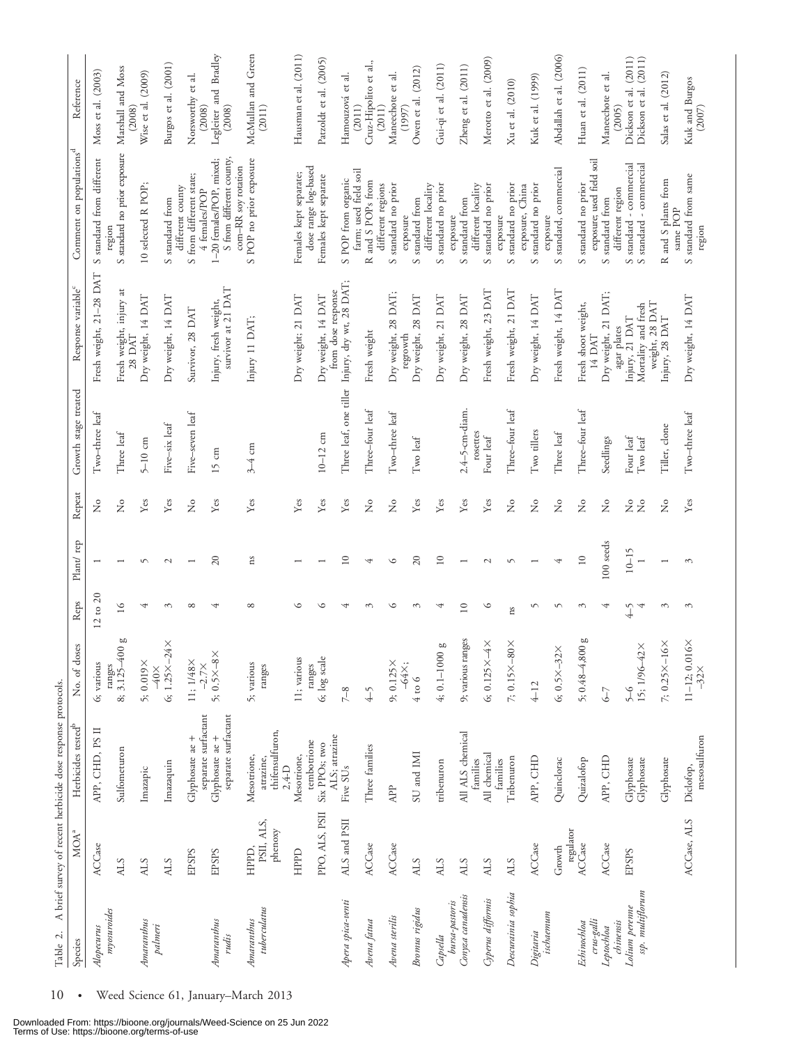Table 2. A brief survey of recent herbicide dose response protocols.

| Species | MOA[a] | Herbicides tested[b] | No. of doses | Reps | Plant/ rep | Repeat | Growth stage treated | Response variable[c] | Comment on populations[d] | Reference |
|---|---|---|---|---|---|---|---|---|---|---|
| *Alopecurus myosuroides* | ACCase | APP, CHD, PS II | 6; various ranges | 12 to 20 | 1 | No | Two–three leaf | Fresh weight, 21–28 DAT | S standard from different region | Moss et al. (2003) |
| | ALS | Sulfometuron | 8; 3.125–400 g | 16 | 1 | No | Three leaf | Fresh weight, injury at 28 DAT | S standard no prior exposure | Marshall and Moss (2008) |
| *Amaranthus palmeri* | ALS | Imazapic | 5; 0.019× –40× | 4 | 5 | Yes | 5–10 cm | Dry weight, 14 DAT | 10 selected R POP; | Wise et al. (2009) |
| | ALS | Imazaquin | 6; 1.25×–24× | 3 | 2 | Yes | Five–six leaf | Dry weight, 14 DAT | S standard from different county | Burgos et al. (2001) |
| | EPSPS | Glyphosate ae + separate surfactant | 11; 1/48× –2.7× | 8 | 1 | No | Five–seven leaf | Survivor, 28 DAT | S from different state; 4 females/POP | Norsworthy et al. (2008) |
| *Amaranthus rudis* | EPSPS | Glyphosate ae + separate surfactant | 5; 0.5×–8× | 4 | 20 | Yes | 15 cm | Injury, fresh weight, survivor at 21 DAT | 1–20 females/POP, mixed; S from different county, corn–RR soy rotation | Legleiter and Bradley (2008) |
| *Amaranthus tuberculatus* | HPPD, PSII, ALS, phenoxy | Mesotrione, atrazine, thifensulfuron, 2,4-D | 5; various ranges | 8 | ns | Yes | 3–4 cm | Injury 11 DAT; | S POP no prior exposure | McMullan and Green (2011) |
| | HPPD | Mesotrione, tembotrione | 11; various ranges | 6 | 1 | Yes | | Dry weight; 21 DAT | Females kept separate; dose range log-based | Hausman et al. (2011) |
| | PPO, ALS, PSII | Six PPOs; two ALS; atrazine | 6; log scale | 6 | 1 | Yes | 10–12 cm | Dry weight, 14 DAT from dose response | Females kept separate | Patzoldt et al. (2005) |
| *Apera spica-venti* | ALS and PSII | Five SUs | 7–8 | 4 | 10 | Yes | Three leaf, one tiller | Injury, dry wt, 28 DAT; | S POP from organic farm; used field soil | Hamouzová et al. (2011) |
| *Avena fatua* | ACCase | Three families | 4–5 | 3 | 4 | No | Three–four leaf | Fresh weight | R and S POPs from different regions | Cruz-Hipolito et al., (2011) |
| *Avena sterilis* | ACCase | APP | 9; 0.125× –64×; | 6 | 6 | No | Two–three leaf | Dry weight, 28 DAT; regrowth | S standard no prior exposure | Maneechote et al. (1997) |
| *Bromus rigidus* | ALS | SU and IMI | 4 to 6 | 3 | 20 | Yes | Two leaf | Dry weight, 28 DAT | S standard from different locality | Owen et al. (2012) |
| *Capsella bursa-pastoris* | ALS | tribenuron | 4; 0.1–1000 g | 4 | 10 | Yes | | Dry weight, 21 DAT | S standard no prior exposure | Gui-qi et al. (2011) |
| *Conyza canadensis* | ALS | All ALS chemical families | 9; various ranges | 10 | 1 | Yes | 2.4–5-cm-diam. rosettes | Dry weight, 28 DAT | S standard from different locality | Zheng et al. (2011) |
| *Cyperus difformis* | ALS | All chemical families | 6; 0.125×–4× | 6 | 2 | Yes | Four leaf | Fresh weight, 23 DAT | S standard no prior exposure | Merotto et al. (2009) |
| *Descurainia sophia* | ALS | Tribenuron | 7; 0.15×–80× | ns | 5 | No | Three–four leaf | Fresh weight, 21 DAT | S standard no prior exposure, China | Xu et al. (2010) |
| *Digitaria ischaemum* | ACCase | APP, CHD | 4–12 | 5 | 1 | No | Two tillers | Dry weight, 14 DAT | S standard no prior exposure | Kuk et al. (1999) |
| | Growth regulator | Quinclorac | 6; 0.5×–32× | 5 | 4 | No | Three leaf | Fresh weight, 14 DAT | S standard, commercial | Abdallah et al. (2006) |
| *Echinochloa crus-galli* | ACCase | Quizalofop | 5; 0.48–4,800 g | 3 | 10 | No | Three–four leaf | Fresh shoot weight, 14 DAT | S standard no prior exposure; used field soil | Huan et al. (2011) |
| *Leptochloa chinensis* | ACCase | APP, CHD | 6–7 | 4 | 100 seeds | No | Seedlings | Dry weight, 21 DAT; agar plates | S standard from different region | Maneechote et al. (2005) |
| *Lolium perenne* ssp. *multiflorum* | EPSPS | Glyphosate | 5–6 | 4–5 | 10–15 | No | Four leaf | Injury, 21 DAT | S standard - commercial | Dickson et al. (2011) |
| | | Glyphosate | 15; 1/96–42× | 4 | 1 | No | Two leaf | Mortality and fresh weight, 28 DAT | S standard - commercial | Dickson et al. (2011) |
| | | Glyphosate | 7; 0.25×–16× | 3 | 1 | No | Tiller, clone | Injury, 28 DAT | R and S plants from same POP | Salas et al. (2012) |
| | ACCase, ALS | Diclofop, mesosulfuron | 11–12; 0.016× –32× | 3 | 3 | Yes | Two–three leaf | Dry weight, 14 DAT | S standard from same region | Kuk and Burgos (2007) |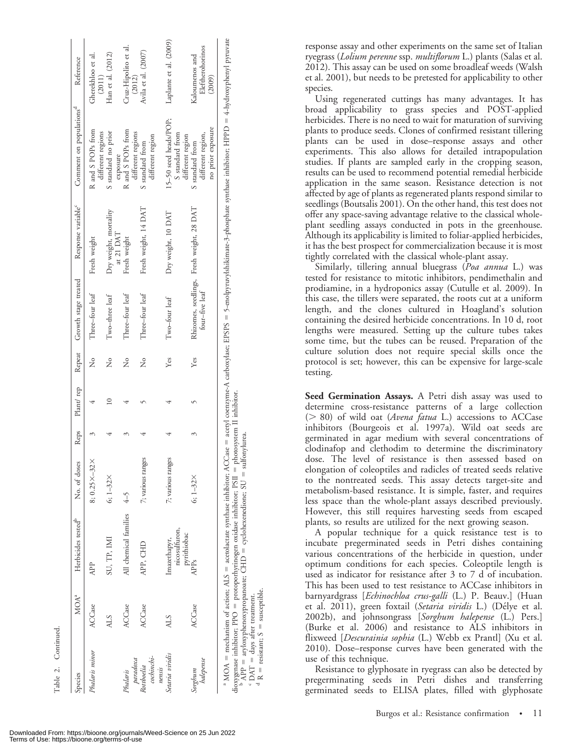Table 2. Continued.

| Species | MOA[a] | Herbicides tested[b] | No. of doses | Reps | Plant/ rep | Repeat | Growth stage treated | Response variable[c] | Comment on populations[d] | Reference |
|---|---|---|---|---|---|---|---|---|---|---|
| *Phalaris minor* | ACCase | APP | 8; 0.25×–32× | 3 | 4 | No | Three–four leaf | Fresh weight | R and S POPs from different regions | Gherekhloo et al. (2011) |
| | ALS | SU, TP, IMI | 6; 1–32× | 4 | 10 | No | Two–three leaf | Dry weight, mortality at 21 DAT | S standard no prior exposure | Han et al. (2012) |
| *Phalaris paradoxa* | ACCase | All chemical families | 4–5 | 3 | 4 | No | Three–four leaf | Fresh weight | R and S POPs from different regions | Cruz-Hipolito et al. (2012) |
| *Rottboelia cochinchinensis* | ACCase | APP, CHD | 7; various ranges | 4 | 5 | No | Three–four leaf | Fresh weight, 14 DAT | S standard from different region | Avila et al. (2007) |
| *Setaria viridis* | ALS | Imazethapyr, nicosulfuron, pyrithiobac | 7; various ranges | 4 | 4 | Yes | Two–four leaf | Dry weight, 10 DAT | 15–50 seed heads/POP; S standard from different region | Laplante et al. (2009) |
| *Sorghum halepense* | ACCase | APPs | 6; 1–32× | 3 | 5 | Yes | Rhizomes, seedlings, four–five leaf | Fresh weight, 28 DAT | S standard from different region, no prior exposure | Kaloumenos and Eleftherohorinos (2009) |

[a] MOA = mechanism of action; ALS = acetolactate synthase inhibitor; ACCase = acetyl coenzyme-A carboxylase; EPSPS = 5-enolpyruvylshikimate-3-phosphate synthase inhibitor; HPPD = 4-hydroxyphenyl pyruvate dioxygenase inhibitor; PPO = protoporhyrinogen oxidase inhibitor; PSII = photosystem II inhibitor.

[b] APP = aryloxyphenoxypropanoate; CHD = cyclohexenedione; SU = sulfonylurea.

[c] DAT = days after treatment.

[d] R = resistant; S = susceptible.

response assay and other experiments on the same set of Italian ryegrass (*Lolium perenne* ssp. *multiflorum* L.) plants (Salas et al. 2012). This assay can be used on some broadleaf weeds (Walsh et al. 2001), but needs to be pretested for applicability to other species.

Using regenerated cuttings has many advantages. It has broad applicability to grass species and POST-applied herbicides. There is no need to wait for maturation of surviving plants to produce seeds. Clones of confirmed resistant tillering plants can be used in dose–response assays and other experiments. This also allows for detailed intrapopulation studies. If plants are sampled early in the cropping season, results can be used to recommend potential remedial herbicide application in the same season. Resistance detection is not affected by age of plants as regenerated plants respond similar to seedlings (Boutsalis 2001). On the other hand, this test does not offer any space-saving advantage relative to the classical whole-plant seedling assays conducted in pots in the greenhouse. Although its applicability is limited to foliar-applied herbicides, it has the best prospect for commercialization because it is most tightly correlated with the classical whole-plant assay.

Similarly, tillering annual bluegrass (*Poa annua* L.) was tested for resistance to mitotic inhibitors, pendimethalin and prodiamine, in a hydroponics assay (Cutulle et al. 2009). In this case, the tillers were separated, the roots cut at a uniform length, and the clones cultured in Hoagland's solution containing the desired herbicide concentrations. In 10 d, root lengths were measured. Setting up the culture tubes takes some time, but the tubes can be reused. Preparation of the culture solution does not require special skills once the protocol is set; however, this can be expensive for large-scale testing.

**Seed Germination Assays.** A Petri dish assay was used to determine cross-resistance patterns of a large collection (> 80) of wild oat (*Avena fatua* L.) accessions to ACCase inhibitors (Bourgeois et al. 1997a). Wild oat seeds are germinated in agar medium with several concentrations of clodinafop and clethodim to determine the discriminatory dose. The level of resistance is then assessed based on elongation of coleoptiles and radicles of treated seeds relative to the nontreated seeds. This assay detects target-site and metabolism-based resistance. It is simple, faster, and requires less space than the whole-plant assays described previously. However, this still requires harvesting seeds from escaped plants, so results are utilized for the next growing season.

A popular technique for a quick resistance test is to incubate pregerminated seeds in Petri dishes containing various concentrations of the herbicide in question, under optimum conditions for each species. Coleoptile length is used as indicator for resistance after 3 to 7 d of incubation. This has been used to test resistance to ACCase inhibitors in barnyardgrass [*Echinochloa crus-galli* (L.) P. Beauv.] (Huan et al. 2011), green foxtail (*Setaria viridis* L.) (Délye et al. 2002b), and johnsongrass [*Sorghum halepense* (L.) Pers.] (Burke et al. 2006) and resistance to ALS inhibitors in flixweed [*Descurainia sophia* (L.) Webb ex Prantl] (Xu et al. 2010). Dose–response curves have been generated with the use of this technique.

Resistance to glyphosate in ryegrass can also be detected by pregerminating seeds in Petri dishes and transferring germinated seeds to ELISA plates, filled with glyphosate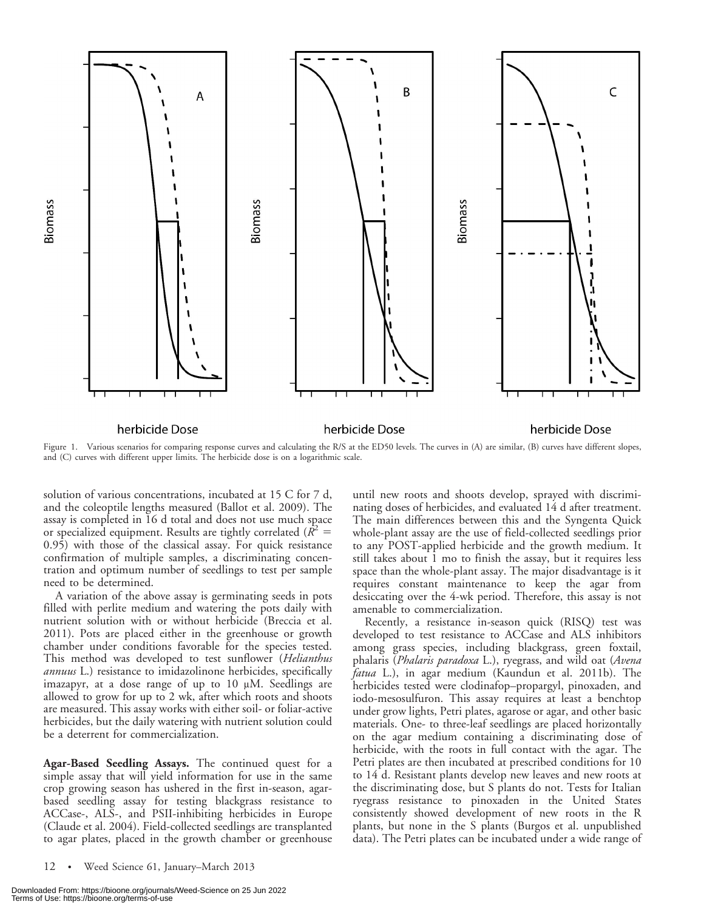Figure 1. Various scenarios for comparing response curves and calculating the R/S at the ED50 levels. The curves in (A) are similar, (B) curves have different slopes, and (C) curves with different upper limits. The herbicide dose is on a logarithmic scale.

solution of various concentrations, incubated at 15 C for 7 d, and the coleoptile lengths measured (Ballot et al. 2009). The assay is completed in 16 d total and does not use much space or specialized equipment. Results are tightly correlated ($R^2$ = 0.95) with those of the classical assay. For quick resistance confirmation of multiple samples, a discriminating concentration and optimum number of seedlings to test per sample need to be determined.

A variation of the above assay is germinating seeds in pots filled with perlite medium and watering the pots daily with nutrient solution with or without herbicide (Breccia et al. 2011). Pots are placed either in the greenhouse or growth chamber under conditions favorable for the species tested. This method was developed to test sunflower (*Helianthus annuus* L.) resistance to imidazolinone herbicides, specifically imazapyr, at a dose range of up to 10 μM. Seedlings are allowed to grow for up to 2 wk, after which roots and shoots are measured. This assay works with either soil- or foliar-active herbicides, but the daily watering with nutrient solution could be a deterrent for commercialization.

**Agar-Based Seedling Assays.** The continued quest for a simple assay that will yield information for use in the same crop growing season has ushered in the first in-season, agar-based seedling assay for testing blackgrass resistance to ACCase-, ALS-, and PSII-inhibiting herbicides in Europe (Claude et al. 2004). Field-collected seedlings are transplanted to agar plates, placed in the growth chamber or greenhouse until new roots and shoots develop, sprayed with discriminating doses of herbicides, and evaluated 14 d after treatment. The main differences between this and the Syngenta Quick whole-plant assay are the use of field-collected seedlings prior to any POST-applied herbicide and the growth medium. It still takes about 1 mo to finish the assay, but it requires less space than the whole-plant assay. The major disadvantage is it requires constant maintenance to keep the agar from desiccating over the 4-wk period. Therefore, this assay is not amenable to commercialization.

Recently, a resistance in-season quick (RISQ) test was developed to test resistance to ACCase and ALS inhibitors among grass species, including blackgrass, green foxtail, phalaris (*Phalaris paradoxa* L.), ryegrass, and wild oat (*Avena fatua* L.), in agar medium (Kaundun et al. 2011b). The herbicides tested were clodinafop–propargyl, pinoxaden, and iodo-mesosulfuron. This assay requires at least a benchtop under grow lights, Petri plates, agarose or agar, and other basic materials. One- to three-leaf seedlings are placed horizontally on the agar medium containing a discriminating dose of herbicide, with the roots in full contact with the agar. The Petri plates are then incubated at prescribed conditions for 10 to 14 d. Resistant plants develop new leaves and new roots at the discriminating dose, but S plants do not. Tests for Italian ryegrass resistance to pinoxaden in the United States consistently showed development of new roots in the R plants, but none in the S plants (Burgos et al. unpublished data). The Petri plates can be incubated under a wide range of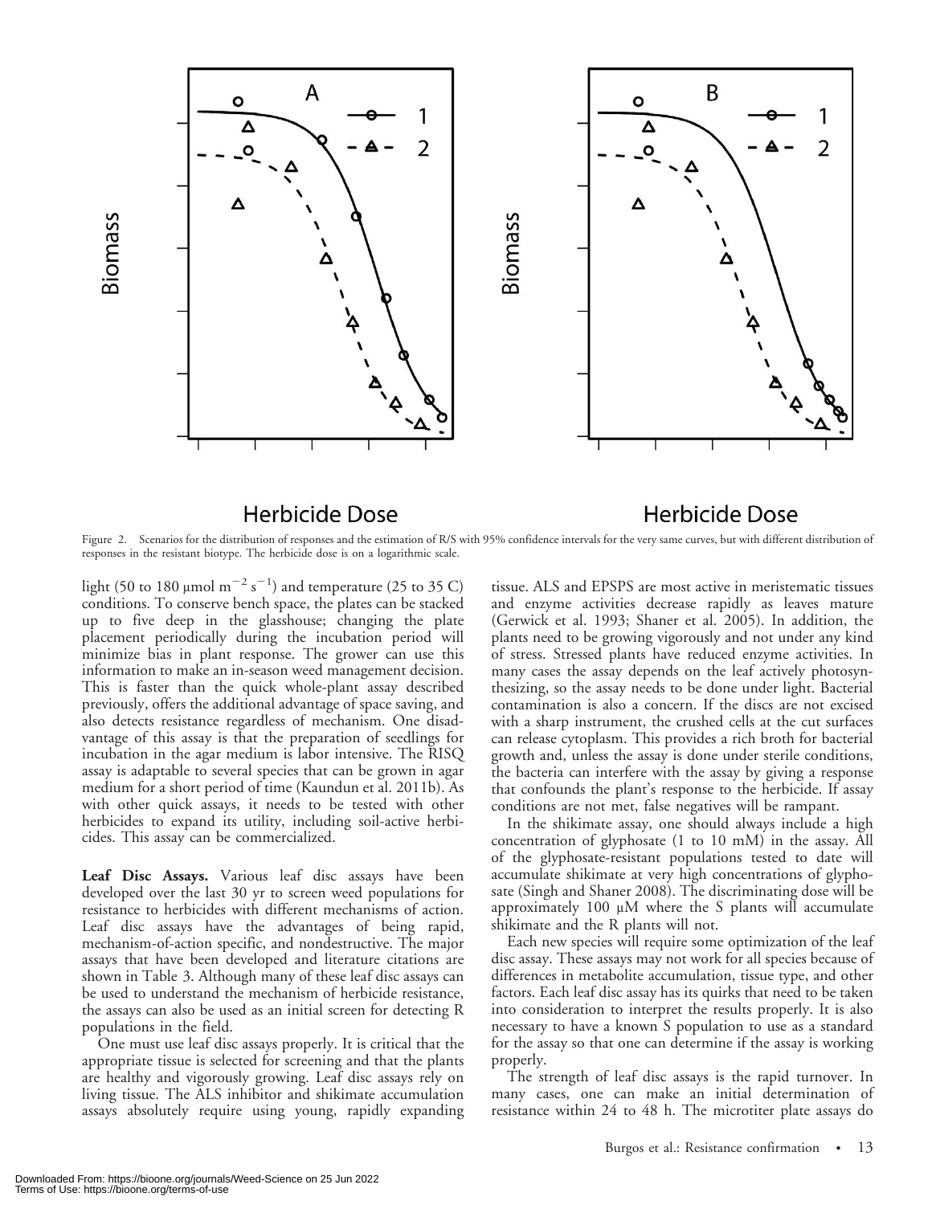A

1

2

Biomass

Herbicide Dose

B

1

2

Biomass

Herbicide Dose

Figure 2. Scenarios for the distribution of responses and the estimation of R/S with 95% confidence intervals for the very same curves, but with different distribution of responses in the resistant biotype. The herbicide dose is on a logarithmic scale.

light (50 to 180 μmol $m^{-2}$ $s^{-1}$) and temperature (25 to 35 C) conditions. To conserve bench space, the plates can be stacked up to five deep in the glasshouse; changing the plate placement periodically during the incubation period will minimize bias in plant response. The grower can use this information to make an in-season weed management decision. This is faster than the quick whole-plant assay described previously, offers the additional advantage of space saving, and also detects resistance regardless of mechanism. One disadvantage of this assay is that the preparation of seedlings for incubation in the agar medium is labor intensive. The RISQ assay is adaptable to several species that can be grown in agar medium for a short period of time (Kaundun et al. 2011b). As with other quick assays, it needs to be tested with other herbicides to expand its utility, including soil-active herbicides. This assay can be commercialized.

**Leaf Disc Assays.** Various leaf disc assays have been developed over the last 30 yr to screen weed populations for resistance to herbicides with different mechanisms of action. Leaf disc assays have the advantages of being rapid, mechanism-of-action specific, and nondestructive. The major assays that have been developed and literature citations are shown in Table 3. Although many of these leaf disc assays can be used to understand the mechanism of herbicide resistance, the assays can also be used as an initial screen for detecting R populations in the field.

One must use leaf disc assays properly. It is critical that the appropriate tissue is selected for screening and that the plants are healthy and vigorously growing. Leaf disc assays rely on living tissue. The ALS inhibitor and shikimate accumulation assays absolutely require using young, rapidly expanding tissue. ALS and EPSPS are most active in meristematic tissues and enzyme activities decrease rapidly as leaves mature (Gerwick et al. 1993; Shaner et al. 2005). In addition, the plants need to be growing vigorously and not under any kind of stress. Stressed plants have reduced enzyme activities. In many cases the assay depends on the leaf actively photosynthesizing, so the assay needs to be done under light. Bacterial contamination is also a concern. If the discs are not excised with a sharp instrument, the crushed cells at the cut surfaces can release cytoplasm. This provides a rich broth for bacterial growth and, unless the assay is done under sterile conditions, the bacteria can interfere with the assay by giving a response that confounds the plant's response to the herbicide. If assay conditions are not met, false negatives will be rampant.

In the shikimate assay, one should always include a high concentration of glyphosate (1 to 10 mM) in the assay. All of the glyphosate-resistant populations tested to date will accumulate shikimate at very high concentrations of glyphosate (Singh and Shaner 2008). The discriminating dose will be approximately 100 μM where the S plants will accumulate shikimate and the R plants will not.

Each new species will require some optimization of the leaf disc assay. These assays may not work for all species because of differences in metabolite accumulation, tissue type, and other factors. Each leaf disc assay has its quirks that need to be taken into consideration to interpret the results properly. It is also necessary to have a known S population to use as a standard for the assay so that one can determine if the assay is working properly.

The strength of leaf disc assays is the rapid turnover. In many cases, one can make an initial determination of resistance within 24 to 48 h. The microtiter plate assays do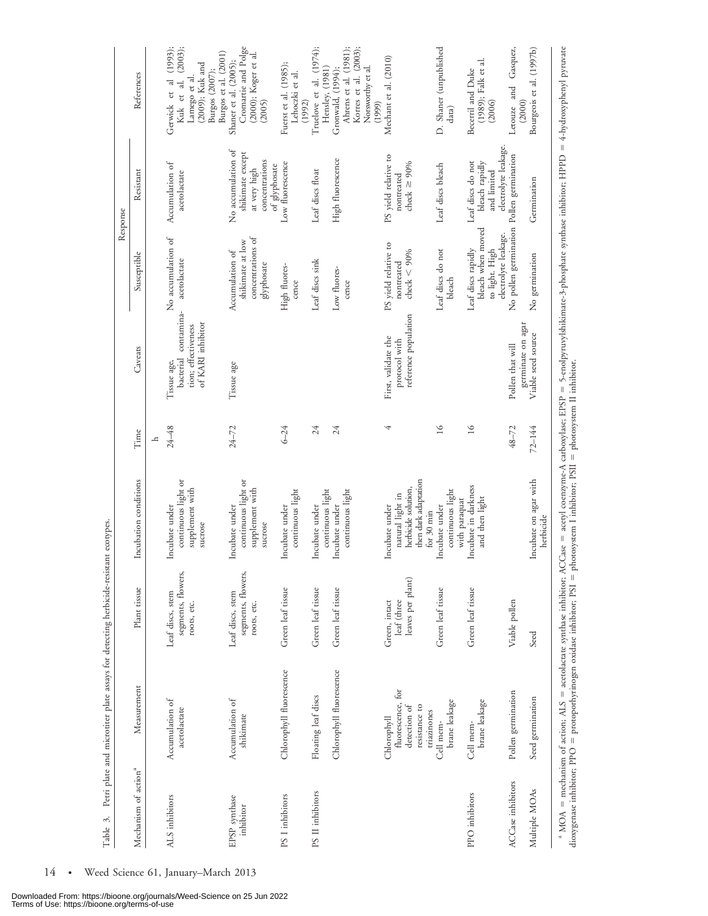Table 3. Petri plate and microtiter plate assays for detecting herbicide-resistant ecotypes.

| Mechanism of action[a] | Measurement | Plant tissue | Incubation conditions | Time | Caveats | Response | | References |
|---|---|---|---|---|---|---|---|---|
| | | | | | | Susceptible | Resistant | |
| | | | | h | | | | |
| ALS inhibitors | Accumulation of acetolactate | Leaf discs, stem segments, flowers, roots, etc. | Incubate under continuous light or supplement with sucrose | 24–48 | Tissue age, bacterial contamination; effectiveness of KARI inhibitor | No accumulation of acetolactate | Accumulation of acetolactate | Gerwick et al. (1993); Kuk et al. (2003); Lamego et al. (2009); Kuk and Burgos (2007); Burgos et al. (2001) |
| EPSP synthase inhibitor | Accumulation of shikimate | Leaf discs, stem segments, flowers, roots, etc. | Incubate under continuous light or supplement with sucrose | 24–72 | Tissue age | Accumulation of shikimate at low concentrations of glyphosate | No accumulation of shikimate except at very high concentrations of glyphosate | Shaner et al. (2005); Cromartie and Polge (2000); Koger et al. (2005) |
| PS I inhibitors | Chlorophyll fluorescence | Green leaf tissue | Incubate under continuous light | 6–24 | | High fluorescence | Low fluorescence | Fuerst et al. (1985); Lehoczki et al. (1992) |
| PS II inhibitors | Floating leaf discs | Green leaf tissue | Incubate under continuous light | 24 | | Leaf discs sink | Leaf discs float | Truelove et al. (1974); Hensley, (1981) |
| | Chlorophyll fluorescence | Green leaf tissue | Incubate under continuous light | 24 | | Low fluorescence | High fluorescence | Gronwald, (1994); Ahrens et al. (1981); Korres et al. (2003); Norsworthy et al. (1999) |
| | Chlorophyll fluorescence, for detection of resistance to triazinones | Green, intact leaf (three leaves per plant) | Incubate under natural light in herbicide solution, then dark adaptation for 30 min | 4 | First, validate the protocol with reference population | PS yield relative to nontreated check < 90% | PS yield relative to nontreated check ≥ 90% | Mechant et al. (2010) |
| | Cell membrane leakage | Green leaf tissue | Incubate under continuous light with paraquat | 16 | | Leaf discs do not bleach | Leaf discs bleach | D. Shaner (unpublished data) |
| PPO inhibitors | Cell membrane leakage | Green leaf tissue | Incubate in darkness and then light | 16 | | Leaf discs rapidly bleach when moved to light. High electrolyte leakage. | Leaf discs do not bleach rapidly and limited electrolyte leakage. | Becerril and Duke (1989); Falk et al. (2006) |
| ACCase inhibitors | Pollen germination | Viable pollen | | 48–72 | Pollen that will germinate on agar | No pollen germination | Pollen germination | Letouze and Gasquez, (2000) |
| Multiple MOAs | Seed germination | Seed | Incubate on agar with herbicide | 72–144 | Viable seed source | No germination | Germination | Bourgeois et al. (1997b) |

[a] MOA = mechanism of action; ALS = acetolactate synthase inhibitor; ACCase = acetyl coenzyme-A carboxylase; EPSP = 5-enolpyruvylshikimate-3-phosphate synthase inhibitor; HPPD = 4-hydroxyphenyl pyruvate dioxygenase inhibitor; PPO = protoporphyrinogen oxidase inhibitor; PSI = photosystem I inhibitor; PSII = photosystem II inhibitor.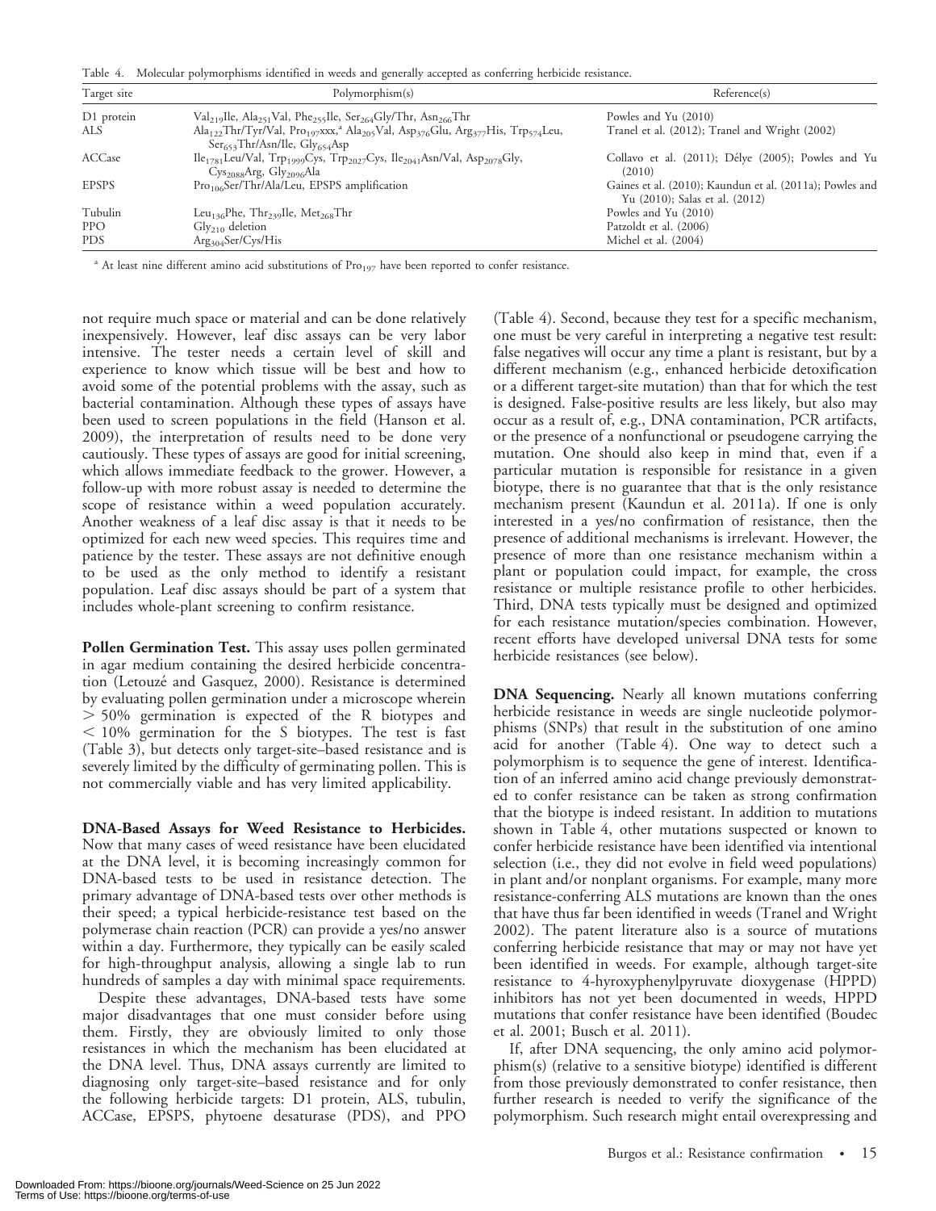Table 4. Molecular polymorphisms identified in weeds and generally accepted as conferring herbicide resistance.

| Target site | Polymorphism(s) | Reference(s) |
| --- | --- | --- |
| D1 protein | $Val_{219}$Ile, $Ala_{251}$Val, $Phe_{255}$Ile, $Ser_{264}$Gly/Thr, $Asn_{266}$Thr | Powles and Yu (2010) |
| ALS | $Ala_{122}$Thr/Tyr/Val, $Pro_{197}$xxx,[a] $Ala_{205}$Val, $Asp_{376}$Glu, $Arg_{377}$His, $Trp_{574}$Leu, $Ser_{653}$Thr/Asn/Ile, $Gly_{654}$Asp | Tranel et al. (2012); Tranel and Wright (2002) |
| ACCase | $Ile_{1781}$Leu/Val, $Trp_{1999}$Cys, $Trp_{2027}$Cys, $Ile_{2041}$Asn/Val, $Asp_{2078}$Gly, $Cys_{2088}$Arg, $Gly_{2096}$Ala | Collavo et al. (2011); Délye (2005); Powles and Yu (2010) |
| EPSPS | $Pro_{106}$Ser/Thr/Ala/Leu, EPSPS amplification | Gaines et al. (2010); Kaundun et al. (2011a); Powles and Yu (2010); Salas et al. (2012) |
| Tubulin | $Leu_{136}$Phe, $Thr_{239}$Ile, $Met_{268}$Thr | Powles and Yu (2010) |
| PPO | $Gly_{210}$ deletion | Patzoldt et al. (2006) |
| PDS | $Arg_{304}$Ser/Cys/His | Michel et al. (2004) |

[a] At least nine different amino acid substitutions of $Pro_{197}$ have been reported to confer resistance.

not require much space or material and can be done relatively inexpensively. However, leaf disc assays can be very labor intensive. The tester needs a certain level of skill and experience to know which tissue will be best and how to avoid some of the potential problems with the assay, such as bacterial contamination. Although these types of assays have been used to screen populations in the field (Hanson et al. 2009), the interpretation of results need to be done very cautiously. These types of assays are good for initial screening, which allows immediate feedback to the grower. However, a follow-up with more robust assay is needed to determine the scope of resistance within a weed population accurately. Another weakness of a leaf disc assay is that it needs to be optimized for each new weed species. This requires time and patience by the tester. These assays are not definitive enough to be used as the only method to identify a resistant population. Leaf disc assays should be part of a system that includes whole-plant screening to confirm resistance.

**Pollen Germination Test.** This assay uses pollen germinated in agar medium containing the desired herbicide concentration (Letouzé and Gasquez, 2000). Resistance is determined by evaluating pollen germination under a microscope wherein $> 50\%$ germination is expected of the R biotypes and $< 10\%$ germination for the S biotypes. The test is fast (Table 3), but detects only target-site–based resistance and is severely limited by the difficulty of germinating pollen. This is not commercially viable and has very limited applicability.

**DNA-Based Assays for Weed Resistance to Herbicides.** Now that many cases of weed resistance have been elucidated at the DNA level, it is becoming increasingly common for DNA-based tests to be used in resistance detection. The primary advantage of DNA-based tests over other methods is their speed; a typical herbicide-resistance test based on the polymerase chain reaction (PCR) can provide a yes/no answer within a day. Furthermore, they typically can be easily scaled for high-throughput analysis, allowing a single lab to run hundreds of samples a day with minimal space requirements.

Despite these advantages, DNA-based tests have some major disadvantages that one must consider before using them. Firstly, they are obviously limited to only those resistances in which the mechanism has been elucidated at the DNA level. Thus, DNA assays currently are limited to diagnosing only target-site–based resistance and for only the following herbicide targets: D1 protein, ALS, tubulin, ACCase, EPSPS, phytoene desaturase (PDS), and PPO (Table 4). Second, because they test for a specific mechanism, one must be very careful in interpreting a negative test result: false negatives will occur any time a plant is resistant, but by a different mechanism (e.g., enhanced herbicide detoxification or a different target-site mutation) than that for which the test is designed. False-positive results are less likely, but also may occur as a result of, e.g., DNA contamination, PCR artifacts, or the presence of a nonfunctional or pseudogene carrying the mutation. One should also keep in mind that, even if a particular mutation is responsible for resistance in a given biotype, there is no guarantee that that is the only resistance mechanism present (Kaundun et al. 2011a). If one is only interested in a yes/no confirmation of resistance, then the presence of additional mechanisms is irrelevant. However, the presence of more than one resistance mechanism within a plant or population could impact, for example, the cross resistance or multiple resistance profile to other herbicides. Third, DNA tests typically must be designed and optimized for each resistance mutation/species combination. However, recent efforts have developed universal DNA tests for some herbicide resistances (see below).

**DNA Sequencing.** Nearly all known mutations conferring herbicide resistance in weeds are single nucleotide polymorphisms (SNPs) that result in the substitution of one amino acid for another (Table 4). One way to detect such a polymorphism is to sequence the gene of interest. Identification of an inferred amino acid change previously demonstrated to confer resistance can be taken as strong confirmation that the biotype is indeed resistant. In addition to mutations shown in Table 4, other mutations suspected or known to confer herbicide resistance have been identified via intentional selection (i.e., they did not evolve in field weed populations) in plant and/or nonplant organisms. For example, many more resistance-conferring ALS mutations are known than the ones that have thus far been identified in weeds (Tranel and Wright 2002). The patent literature also is a source of mutations conferring herbicide resistance that may or may not have yet been identified in weeds. For example, although target-site resistance to 4-hyroxyphenylpyruvate dioxygenase (HPPD) inhibitors has not yet been documented in weeds, HPPD mutations that confer resistance have been identified (Boudec et al. 2001; Busch et al. 2011).

If, after DNA sequencing, the only amino acid polymorphism(s) (relative to a sensitive biotype) identified is different from those previously demonstrated to confer resistance, then further research is needed to verify the significance of the polymorphism. Such research might entail overexpressing and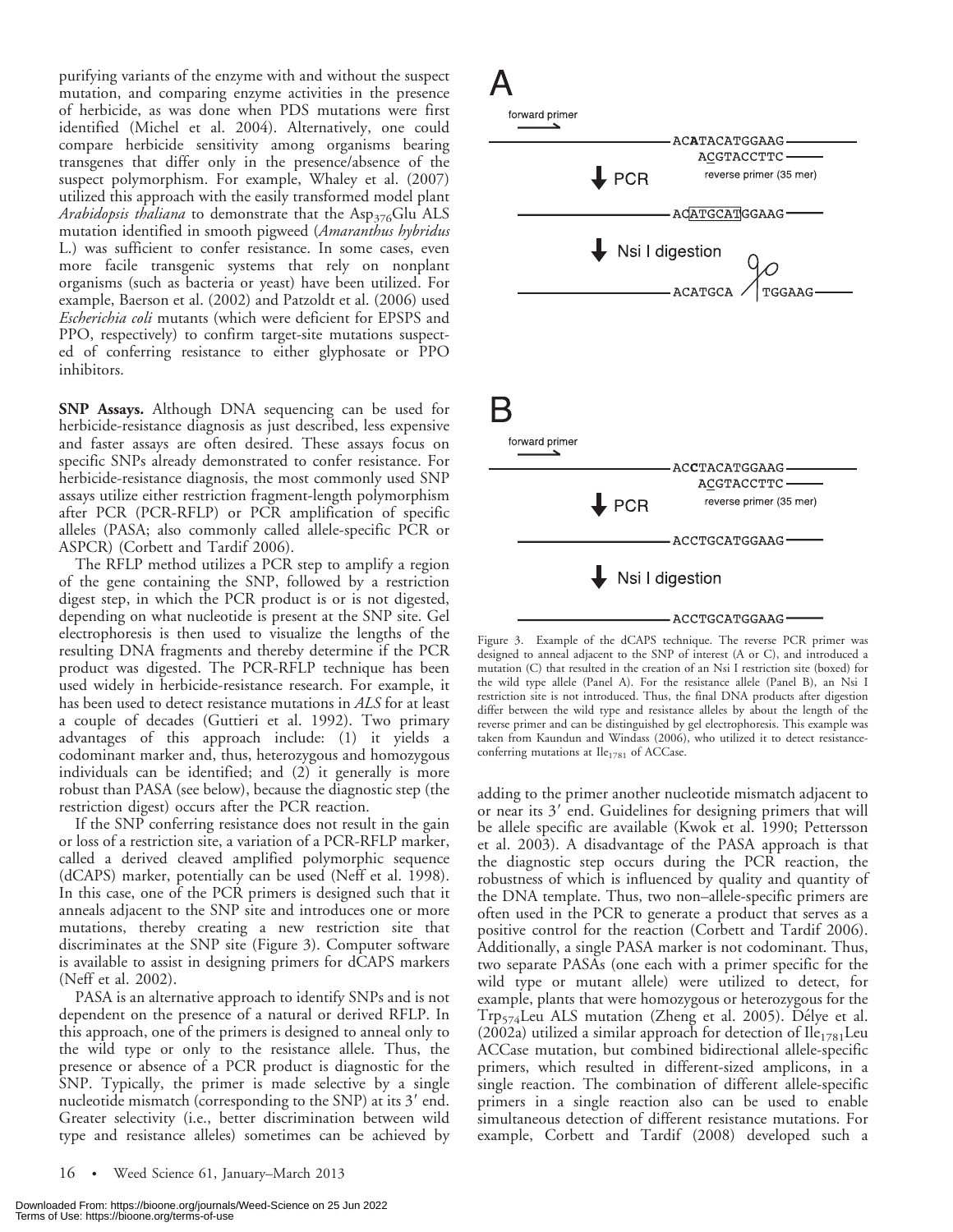purifying variants of the enzyme with and without the suspect mutation, and comparing enzyme activities in the presence of herbicide, as was done when PDS mutations were first identified (Michel et al. 2004). Alternatively, one could compare herbicide sensitivity among organisms bearing transgenes that differ only in the presence/absence of the suspect polymorphism. For example, Whaley et al. (2007) utilized this approach with the easily transformed model plant *Arabidopsis thaliana* to demonstrate that the $Asp_{376}$Glu ALS mutation identified in smooth pigweed (*Amaranthus hybridus* L.) was sufficient to confer resistance. In some cases, even more facile transgenic systems that rely on nonplant organisms (such as bacteria or yeast) have been utilized. For example, Baerson et al. (2002) and Patzoldt et al. (2006) used *Escherichia coli* mutants (which were deficient for EPSPS and PPO, respectively) to confirm target-site mutations suspected of conferring resistance to either glyphosate or PPO inhibitors.

**SNP Assays.** Although DNA sequencing can be used for herbicide-resistance diagnosis as just described, less expensive and faster assays are often desired. These assays focus on specific SNPs already demonstrated to confer resistance. For herbicide-resistance diagnosis, the most commonly used SNP assays utilize either restriction fragment-length polymorphism after PCR (PCR-RFLP) or PCR amplification of specific alleles (PASA; also commonly called allele-specific PCR or ASPCR) (Corbett and Tardif 2006).

The RFLP method utilizes a PCR step to amplify a region of the gene containing the SNP, followed by a restriction digest step, in which the PCR product is or is not digested, depending on what nucleotide is present at the SNP site. Gel electrophoresis is then used to visualize the lengths of the resulting DNA fragments and thereby determine if the PCR product was digested. The PCR-RFLP technique has been used widely in herbicide-resistance research. For example, it has been used to detect resistance mutations in *ALS* for at least a couple of decades (Guttieri et al. 1992). Two primary advantages of this approach include: (1) it yields a codominant marker and, thus, heterozygous and homozygous individuals can be identified; and (2) it generally is more robust than PASA (see below), because the diagnostic step (the restriction digest) occurs after the PCR reaction.

If the SNP conferring resistance does not result in the gain or loss of a restriction site, a variation of a PCR-RFLP marker, called a derived cleaved amplified polymorphic sequence (dCAPS) marker, potentially can be used (Neff et al. 1998). In this case, one of the PCR primers is designed such that it anneals adjacent to the SNP site and introduces one or more mutations, thereby creating a new restriction site that discriminates at the SNP site (Figure 3). Computer software is available to assist in designing primers for dCAPS markers (Neff et al. 2002).

PASA is an alternative approach to identify SNPs and is not dependent on the presence of a natural or derived RFLP. In this approach, one of the primers is designed to anneal only to the wild type or only to the resistance allele. Thus, the presence or absence of a PCR product is diagnostic for the SNP. Typically, the primer is made selective by a single nucleotide mismatch (corresponding to the SNP) at its 3′ end. Greater selectivity (i.e., better discrimination between wild type and resistance alleles) sometimes can be achieved by adding to the primer another nucleotide mismatch adjacent to or near its 3′ end. Guidelines for designing primers that will be allele specific are available (Kwok et al. 1990; Pettersson et al. 2003). A disadvantage of the PASA approach is that the diagnostic step occurs during the PCR reaction, the robustness of which is influenced by quality and quantity of the DNA template. Thus, two non–allele-specific primers are often used in the PCR to generate a product that serves as a positive control for the reaction (Corbett and Tardif 2006). Additionally, a single PASA marker is not codominant. Thus, two separate PASAs (one each with a primer specific for the wild type or mutant allele) were utilized to detect, for example, plants that were homozygous or heterozygous for the $Trp_{574}$Leu ALS mutation (Zheng et al. 2005). Délye et al. (2002a) utilized a similar approach for detection of $Ile_{1781}$Leu ACCase mutation, but combined bidirectional allele-specific primers, which resulted in different-sized amplicons, in a single reaction. The combination of different allele-specific primers in a single reaction also can be used to enable simultaneous detection of different resistance mutations. For example, Corbett and Tardif (2008) developed such a

A

forward primer

ACATACATGGAAG

ACGTACCTTC

PCR

reverse primer (35 mer)

ACATGCATGGAAG

Nsi I digestion

ACATGCA TGGAAG

B

forward primer

ACCTACATGGAAG

ACGTACCTTC

PCR

reverse primer (35 mer)

ACCTGCATGGAAG

Nsi I digestion

ACCTGCATGGAAG

Figure 3. Example of the dCAPS technique. The reverse PCR primer was designed to anneal adjacent to the SNP of interest (A or C), and introduced a mutation (C) that resulted in the creation of an Nsi I restriction site (boxed) for the wild type allele (Panel A). For the resistance allele (Panel B), an Nsi I restriction site is not introduced. Thus, the final DNA products after digestion differ between the wild type and resistance alleles by about the length of the reverse primer and can be distinguished by gel electrophoresis. This example was taken from Kaundun and Windass (2006), who utilized it to detect resistance-conferring mutations at $Ile_{1781}$ of ACCase.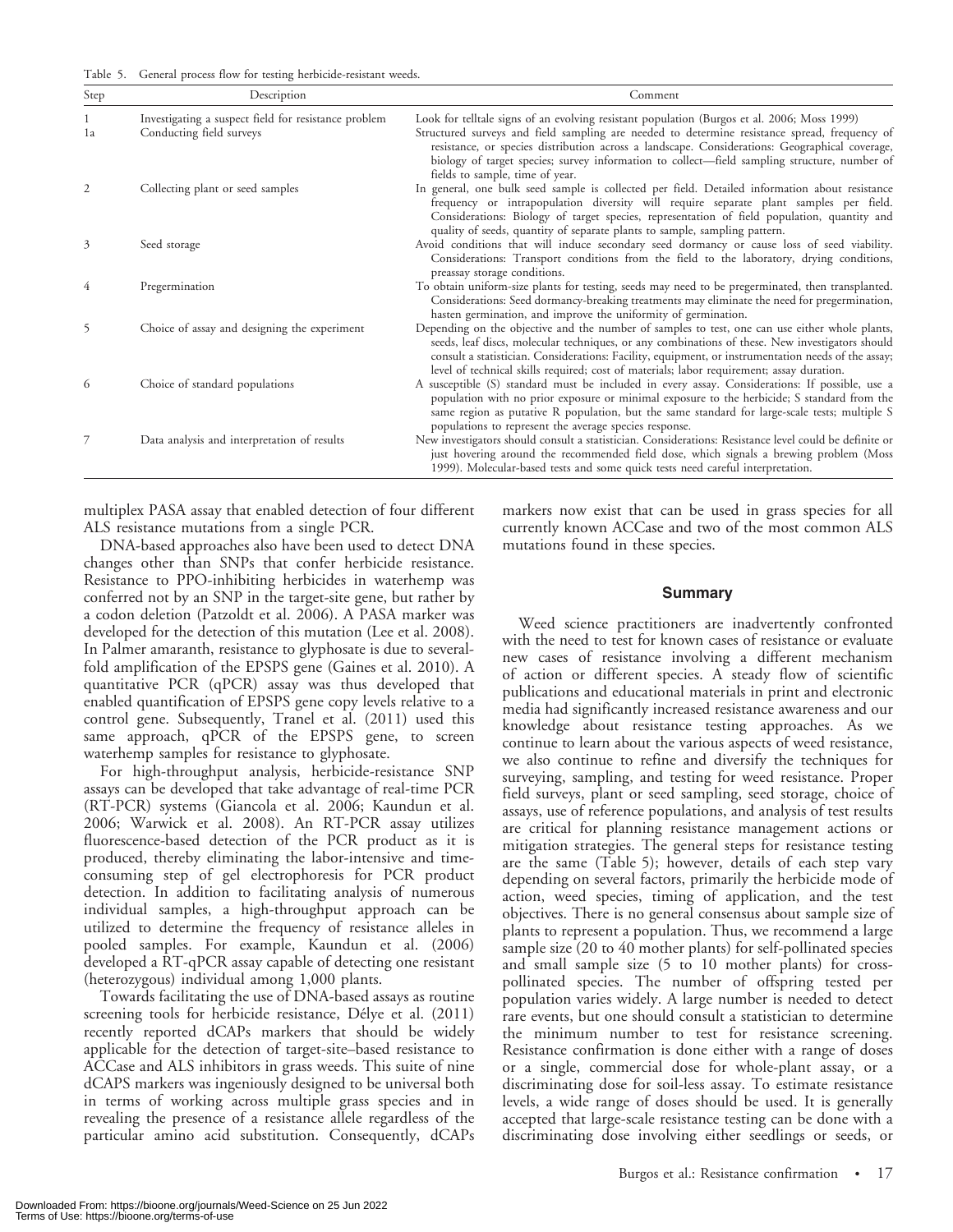Table 5. General process flow for testing herbicide-resistant weeds.

| Step | Description | Comment |
|---|---|---|
| 1 | Investigating a suspect field for resistance problem | Look for telltale signs of an evolving resistant population (Burgos et al. 2006; Moss 1999) |
| 1a | Conducting field surveys | Structured surveys and field sampling are needed to determine resistance spread, frequency of resistance, or species distribution across a landscape. Considerations: Geographical coverage, biology of target species; survey information to collect—field sampling structure, number of fields to sample, time of year. |
| 2 | Collecting plant or seed samples | In general, one bulk seed sample is collected per field. Detailed information about resistance frequency or intrapopulation diversity will require separate plant samples per field. Considerations: Biology of target species, representation of field population, quantity and quality of seeds, quantity of separate plants to sample, sampling pattern. |
| 3 | Seed storage | Avoid conditions that will induce secondary seed dormancy or cause loss of seed viability. Considerations: Transport conditions from the field to the laboratory, drying conditions, preassay storage conditions. |
| 4 | Pregermination | To obtain uniform-size plants for testing, seeds may need to be pregerminated, then transplanted. Considerations: Seed dormancy-breaking treatments may eliminate the need for pregermination, hasten germination, and improve the uniformity of germination. |
| 5 | Choice of assay and designing the experiment | Depending on the objective and the number of samples to test, one can use either whole plants, seeds, leaf discs, molecular techniques, or any combinations of these. New investigators should consult a statistician. Considerations: Facility, equipment, or instrumentation needs of the assay; level of technical skills required; cost of materials; labor requirement; assay duration. |
| 6 | Choice of standard populations | A susceptible (S) standard must be included in every assay. Considerations: If possible, use a population with no prior exposure or minimal exposure to the herbicide; S standard from the same region as putative R population, but the same standard for large-scale tests; multiple S populations to represent the average species response. |
| 7 | Data analysis and interpretation of results | New investigators should consult a statistician. Considerations: Resistance level could be definite or just hovering around the recommended field dose, which signals a brewing problem (Moss 1999). Molecular-based tests and some quick tests need careful interpretation. |

multiplex PASA assay that enabled detection of four different ALS resistance mutations from a single PCR.

DNA-based approaches also have been used to detect DNA changes other than SNPs that confer herbicide resistance. Resistance to PPO-inhibiting herbicides in waterhemp was conferred not by an SNP in the target-site gene, but rather by a codon deletion (Patzoldt et al. 2006). A PASA marker was developed for the detection of this mutation (Lee et al. 2008). In Palmer amaranth, resistance to glyphosate is due to several-fold amplification of the EPSPS gene (Gaines et al. 2010). A quantitative PCR (qPCR) assay was thus developed that enabled quantification of EPSPS gene copy levels relative to a control gene. Subsequently, Tranel et al. (2011) used this same approach, qPCR of the EPSPS gene, to screen waterhemp samples for resistance to glyphosate.

For high-throughput analysis, herbicide-resistance SNP assays can be developed that take advantage of real-time PCR (RT-PCR) systems (Giancola et al. 2006; Kaundun et al. 2006; Warwick et al. 2008). An RT-PCR assay utilizes fluorescence-based detection of the PCR product as it is produced, thereby eliminating the labor-intensive and time-consuming step of gel electrophoresis for PCR product detection. In addition to facilitating analysis of numerous individual samples, a high-throughput approach can be utilized to determine the frequency of resistance alleles in pooled samples. For example, Kaundun et al. (2006) developed a RT-qPCR assay capable of detecting one resistant (heterozygous) individual among 1,000 plants.

Towards facilitating the use of DNA-based assays as routine screening tools for herbicide resistance, Délye et al. (2011) recently reported dCAPs markers that should be widely applicable for the detection of target-site–based resistance to ACCase and ALS inhibitors in grass weeds. This suite of nine dCAPS markers was ingeniously designed to be universal both in terms of working across multiple grass species and in revealing the presence of a resistance allele regardless of the particular amino acid substitution. Consequently, dCAPs markers now exist that can be used in grass species for all currently known ACCase and two of the most common ALS mutations found in these species.

## Summary

Weed science practitioners are inadvertently confronted with the need to test for known cases of resistance or evaluate new cases of resistance involving a different mechanism of action or different species. A steady flow of scientific publications and educational materials in print and electronic media had significantly increased resistance awareness and our knowledge about resistance testing approaches. As we continue to learn about the various aspects of weed resistance, we also continue to refine and diversify the techniques for surveying, sampling, and testing for weed resistance. Proper field surveys, plant or seed sampling, seed storage, choice of assays, use of reference populations, and analysis of test results are critical for planning resistance management actions or mitigation strategies. The general steps for resistance testing are the same (Table 5); however, details of each step vary depending on several factors, primarily the herbicide mode of action, weed species, timing of application, and the test objectives. There is no general consensus about sample size of plants to represent a population. Thus, we recommend a large sample size (20 to 40 mother plants) for self-pollinated species and small sample size (5 to 10 mother plants) for cross-pollinated species. The number of offspring tested per population varies widely. A large number is needed to detect rare events, but one should consult a statistician to determine the minimum number to test for resistance screening. Resistance confirmation is done either with a range of doses or a single, commercial dose for whole-plant assay, or a discriminating dose for soil-less assay. To estimate resistance levels, a wide range of doses should be used. It is generally accepted that large-scale resistance testing can be done with a discriminating dose involving either seedlings or seeds, or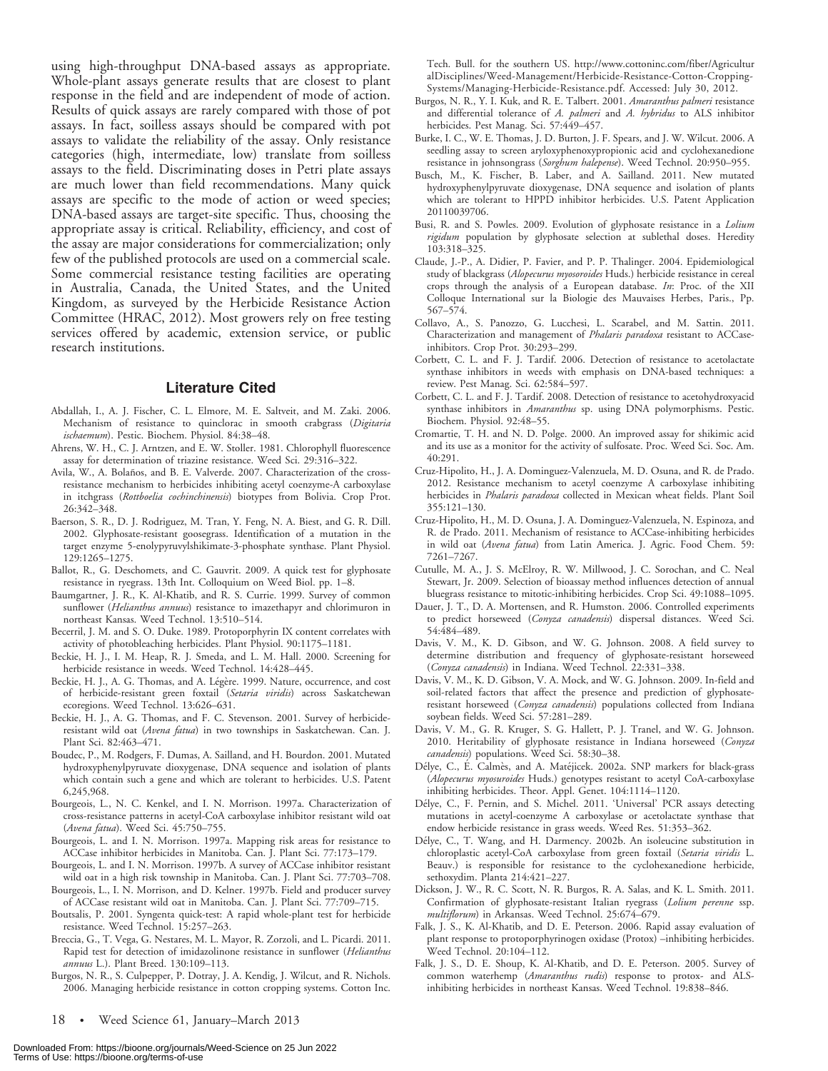using high-throughput DNA-based assays as appropriate. Whole-plant assays generate results that are closest to plant response in the field and are independent of mode of action. Results of quick assays are rarely compared with those of pot assays. In fact, soilless assays should be compared with pot assays to validate the reliability of the assay. Only resistance categories (high, intermediate, low) translate from soilless assays to the field. Discriminating doses in Petri plate assays are much lower than field recommendations. Many quick assays are specific to the mode of action or weed species; DNA-based assays are target-site specific. Thus, choosing the appropriate assay is critical. Reliability, efficiency, and cost of the assay are major considerations for commercialization; only few of the published protocols are used on a commercial scale. Some commercial resistance testing facilities are operating in Australia, Canada, the United States, and the United Kingdom, as surveyed by the Herbicide Resistance Action Committee (HRAC, 2012). Most growers rely on free testing services offered by academic, extension service, or public research institutions.

## Literature Cited

Abdallah, I., A. J. Fischer, C. L. Elmore, M. E. Saltveit, and M. Zaki. 2006. Mechanism of resistance to quinclorac in smooth crabgrass (*Digitaria ischaemum*). Pestic. Biochem. Physiol. 84:38–48.

Ahrens, W. H., C. J. Arntzen, and E. W. Stoller. 1981. Chlorophyll fluorescence assay for determination of triazine resistance. Weed Sci. 29:316–322.

Avila, W., A. Bolaños, and B. E. Valverde. 2007. Characterization of the cross-resistance mechanism to herbicides inhibiting acetyl coenzyme-A carboxylase in itchgrass (*Rottboelia cochinchinensis*) biotypes from Bolivia. Crop Prot. 26:342–348.

Baerson, S. R., D. J. Rodriguez, M. Tran, Y. Feng, N. A. Biest, and G. R. Dill. 2002. Glyphosate-resistant goosegrass. Identification of a mutation in the target enzyme 5-enolypyruvylshikimate-3-phosphate synthase. Plant Physiol. 129:1265–1275.

Ballot, R., G. Deschomets, and C. Gauvrit. 2009. A quick test for glyphosate resistance in ryegrass. 13th Int. Colloquium on Weed Biol. pp. 1–8.

Baumgartner, J. R., K. Al-Khatib, and R. S. Currie. 1999. Survey of common sunflower (*Helianthus annuus*) resistance to imazethapyr and chlorimuron in northeast Kansas. Weed Technol. 13:510–514.

Becerril, J. M. and S. O. Duke. 1989. Protoporphyrin IX content correlates with activity of photobleaching herbicides. Plant Physiol. 90:1175–1181.

Beckie, H. J., I. M. Heap, R. J. Smeda, and L. M. Hall. 2000. Screening for herbicide resistance in weeds. Weed Technol. 14:428–445.

Beckie, H. J., A. G. Thomas, and A. Légère. 1999. Nature, occurrence, and cost of herbicide-resistant green foxtail (*Setaria viridis*) across Saskatchewan ecoregions. Weed Technol. 13:626–631.

Beckie, H. J., A. G. Thomas, and F. C. Stevenson. 2001. Survey of herbicide-resistant wild oat (*Avena fatua*) in two townships in Saskatchewan. Can. J. Plant Sci. 82:463–471.

Boudec, P., M. Rodgers, F. Dumas, A. Sailland, and H. Bourdon. 2001. Mutated hydroxyphenylpyruvate dioxygenase, DNA sequence and isolation of plants which contain such a gene and which are tolerant to herbicides. U.S. Patent 6,245,968.

Bourgeois, L., N. C. Kenkel, and I. N. Morrison. 1997a. Characterization of cross-resistance patterns in acetyl-CoA carboxylase inhibitor resistant wild oat (*Avena fatua*). Weed Sci. 45:750–755.

Bourgeois, L. and I. N. Morrison. 1997a. Mapping risk areas for resistance to ACCase inhibitor herbicides in Manitoba. Can. J. Plant Sci. 77:173–179.

Bourgeois, L. and I. N. Morrison. 1997b. A survey of ACCase inhibitor resistant wild oat in a high risk township in Manitoba. Can. J. Plant Sci. 77:703–708.

Bourgeois, L., I. N. Morrison, and D. Kelner. 1997b. Field and producer survey of ACCase resistant wild oat in Manitoba. Can. J. Plant Sci. 77:709–715.

Boutsalis, P. 2001. Syngenta quick-test: A rapid whole-plant test for herbicide resistance. Weed Technol. 15:257–263.

Breccia, G., T. Vega, G. Nestares, M. L. Mayor, R. Zorzoli, and L. Picardi. 2011. Rapid test for detection of imidazolinone resistance in sunflower (*Helianthus annuus* L.). Plant Breed. 130:109–113.

Burgos, N. R., S. Culpepper, P. Dotray, J. A. Kendig, J. Wilcut, and R. Nichols. 2006. Managing herbicide resistance in cotton cropping systems. Cotton Inc. Tech. Bull. for the southern US. http://www.cottoninc.com/fiber/AgriculturalDisciplines/Weed-Management/Herbicide-Resistance-Cotton-Cropping-Systems/Managing-Herbicide-Resistance.pdf. Accessed: July 30, 2012.

Burgos, N. R., Y. I. Kuk, and R. E. Talbert. 2001. *Amaranthus palmeri* resistance and differential tolerance of *A. palmeri* and *A. hybridus* to ALS inhibitor herbicides. Pest Manag. Sci. 57:449–457.

Burke, I. C., W. E. Thomas, J. D. Burton, J. F. Spears, and J. W. Wilcut. 2006. A seedling assay to screen aryloxyphenoxypropionic acid and cyclohexanedione resistance in johnsongrass (*Sorghum halepense*). Weed Technol. 20:950–955.

Busch, M., K. Fischer, B. Laber, and A. Sailland. 2011. New mutated hydroxyphenylpyruvate dioxygenase, DNA sequence and isolation of plants which are tolerant to HPPD inhibitor herbicides. U.S. Patent Application 20110039706.

Busi, R. and S. Powles. 2009. Evolution of glyphosate resistance in a *Lolium rigidum* population by glyphosate selection at sublethal doses. Heredity 103:318–325.

Claude, J.-P., A. Didier, P. Favier, and P. P. Thalinger. 2004. Epidemiological study of blackgrass (*Alopecurus myosoroides* Huds.) herbicide resistance in cereal crops through the analysis of a European database. *In*: Proc. of the XII Colloque International sur la Biologie des Mauvaises Herbes, Paris., Pp. 567–574.

Collavo, A., S. Panozzo, G. Lucchesi, L. Scarabel, and M. Sattin. 2011. Characterization and management of *Phalaris paradoxa* resistant to ACCase-inhibitors. Crop Prot. 30:293–299.

Corbett, C. L. and F. J. Tardif. 2006. Detection of resistance to acetolactate synthase inhibitors in weeds with emphasis on DNA-based techniques: a review. Pest Manag. Sci. 62:584–597.

Corbett, C. L. and F. J. Tardif. 2008. Detection of resistance to acetohydroxyacid synthase inhibitors in *Amaranthus* sp. using DNA polymorphisms. Pestic. Biochem. Physiol. 92:48–55.

Cromartie, T. H. and N. D. Polge. 2000. An improved assay for shikimic acid and its use as a monitor for the activity of sulfosate. Proc. Weed Sci. Soc. Am. 40:291.

Cruz-Hipolito, H., J. A. Dominguez-Valenzuela, M. D. Osuna, and R. de Prado. 2012. Resistance mechanism to acetyl coenzyme A carboxylase inhibiting herbicides in *Phalaris paradoxa* collected in Mexican wheat fields. Plant Soil 355:121–130.

Cruz-Hipolito, H., M. D. Osuna, J. A. Dominguez-Valenzuela, N. Espinoza, and R. de Prado. 2011. Mechanism of resistance to ACCase-inhibiting herbicides in wild oat (*Avena fatua*) from Latin America. J. Agric. Food Chem. 59: 7261–7267.

Cutulle, M. A., J. S. McElroy, R. W. Millwood, J. C. Sorochan, and C. Neal Stewart, Jr. 2009. Selection of bioassay method influences detection of annual bluegrass resistance to mitotic-inhibiting herbicides. Crop Sci. 49:1088–1095.

Dauer, J. T., D. A. Mortensen, and R. Humston. 2006. Controlled experiments to predict horseweed (*Conyza canadensis*) dispersal distances. Weed Sci. 54:484–489.

Davis, V. M., K. D. Gibson, and W. G. Johnson. 2008. A field survey to determine distribution and frequency of glyphosate-resistant horseweed (*Conyza canadensis*) in Indiana. Weed Technol. 22:331–338.

Davis, V. M., K. D. Gibson, V. A. Mock, and W. G. Johnson. 2009. In-field and soil-related factors that affect the presence and prediction of glyphosate-resistant horseweed (*Conyza canadensis*) populations collected from Indiana soybean fields. Weed Sci. 57:281–289.

Davis, V. M., G. R. Kruger, S. G. Hallett, P. J. Tranel, and W. G. Johnson. 2010. Heritability of glyphosate resistance in Indiana horseweed (*Conyza canadensis*) populations. Weed Sci. 58:30–38.

Délye, C., É. Calmès, and A. Matéjicek. 2002a. SNP markers for black-grass (*Alopecurus myosuroides* Huds.) genotypes resistant to acetyl CoA-carboxylase inhibiting herbicides. Theor. Appl. Genet. 104:1114–1120.

Délye, C., F. Pernin, and S. Michel. 2011. 'Universal' PCR assays detecting mutations in acetyl-coenzyme A carboxylase or acetolactate synthase that endow herbicide resistance in grass weeds. Weed Res. 51:353–362.

Délye, C., T. Wang, and H. Darmency. 2002b. An isoleucine substitution in chloroplastic acetyl-CoA carboxylase from green foxtail (*Setaria viridis* L. Beauv.) is responsible for resistance to the cyclohexanedione herbicide, sethoxydim. Planta 214:421–227.

Dickson, J. W., R. C. Scott, N. R. Burgos, R. A. Salas, and K. L. Smith. 2011. Confirmation of glyphosate-resistant Italian ryegrass (*Lolium perenne* ssp. *multiflorum*) in Arkansas. Weed Technol. 25:674–679.

Falk, J. S., K. Al-Khatib, and D. E. Peterson. 2006. Rapid assay evaluation of plant response to protoporphyrinogen oxidase (Protox) –inhibiting herbicides. Weed Technol. 20:104–112.

Falk, J. S., D. E. Shoup, K. Al-Khatib, and D. E. Peterson. 2005. Survey of common waterhemp (*Amaranthus rudis*) response to protox- and ALS-inhibiting herbicides in northeast Kansas. Weed Technol. 19:838–846.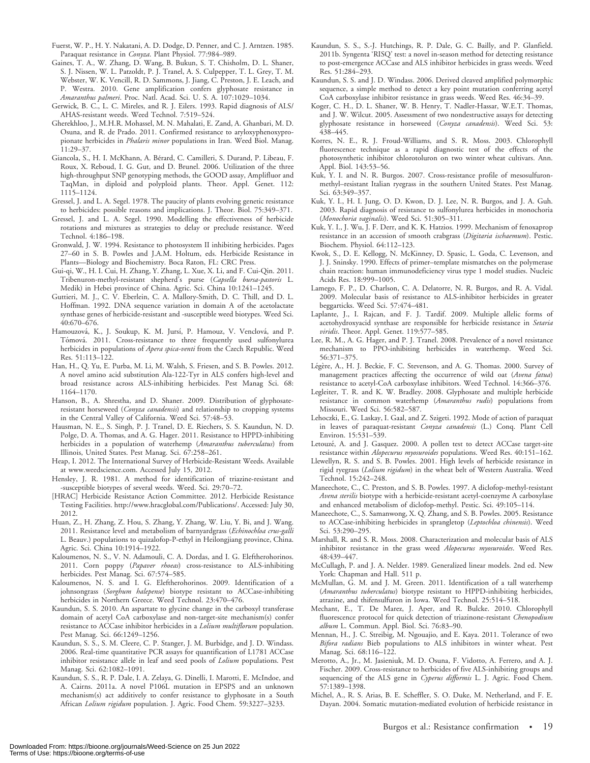Fuerst, W. P., H. Y. Nakatani, A. D. Dodge, D. Penner, and C. J. Arntzen. 1985. Paraquat resistance in *Conyza*. Plant Physiol. 77:984–989.

Gaines, T. A., W. Zhang, D. Wang, B. Bukun, S. T. Chisholm, D. L. Shaner, S. J. Nissen, W. L. Patzoldt, P. J. Tranel, A. S. Culpepper, T. L. Grey, T. M. Webster, W. K. Vencill, R. D. Sammons, J. Jiang, C. Preston, J. E. Leach, and P. Westra. 2010. Gene amplification confers glyphosate resistance in *Amaranthus palmeri*. Proc. Natl. Acad. Sci. U. S. A. 107:1029–1034.

Gerwick, B. C., L. C. Mireles, and R. J. Eilers. 1993. Rapid diagnosis of ALS/AHAS-resistant weeds. Weed Technol. 7:519–524.

Gherekhloo, J., M.H.R. Mohassel, M. N. Mahalati, E. Zand, A. Ghanbari, M. D. Osuna, and R. de Prado. 2011. Confirmed resistance to aryloxyphenoxypropionate herbicides in *Phalaris minor* populations in Iran. Weed Biol. Manag. 11:29–37.

Giancola, S., H. I. McKhann, A. Bérard, C. Camilleri, S. Durand, P. Libeau, F. Roux, X. Reboud, I. G. Gut, and D. Brunel. 2006. Utilization of the three high-throughput SNP genotyping methods, the GOOD assay, Amplifluor and TaqMan, in diploid and polyploid plants. Theor. Appl. Genet. 112: 1115–1124.

Gressel, J. and L. A. Segel. 1978. The paucity of plants evolving genetic resistance to herbicides: possible reasons and implications. J. Theor. Biol. 75:349–371.

Gressel, J. and L. A. Segel. 1990. Modelling the effectiveness of herbicide rotations and mixtures as strategies to delay or preclude resistance. Weed Technol. 4:186–198.

Gronwald, J. W. 1994. Resistance to photosystem II inhibiting herbicides. Pages 27–60 in S. B. Powles and J.A.M. Holtum, eds. Herbicide Resistance in Plants—Biology and Biochemistry. Boca Raton, FL: CRC Press.

Gui-qi, W., H. I. Cui, H. Zhang, Y. Zhang, L. Xue, X. Li, and F. Cui-Qin. 2011. Tribenuron-methyl-resistant shepherd's purse (*Capsella bursa-pastoris* L. Medik) in Hebei province of China. Agric. Sci. China 10:1241–1245.

Guttieri, M. J., C. V. Eberlein, C. A. Mallory-Smith, D. C. Thill, and D. L. Hoffman. 1992. DNA sequence variation in domain A of the acetolactate synthase genes of herbicide-resistant and -susceptible weed biotypes. Weed Sci. 40:670–676.

Hamouzová, K., J. Soukup, K. M. Jursí, P. Hamouz, V. Venclová, and P. Tómová. 2011. Cross-resistance to three frequently used sulfonylurea herbicides in populations of *Apera spica-venti* from the Czech Republic. Weed Res. 51:113–122.

Han, H., Q. Yu, E. Purba, M. Li, M. Walsh, S. Friesen, and S. B. Powles. 2012. A novel amino acid substitution Ala-122-Tyr in ALS confers high-level and broad resistance across ALS-inhibiting herbicides. Pest Manag Sci. 68: 1164–1170.

Hanson, B., A. Shrestha, and D. Shaner. 2009. Distribution of glyphosate-resistant horseweed (*Conyza canadensis*) and relationship to cropping systems in the Central Valley of California. Weed Sci. 57:48–53.

Hausman, N. E., S. Singh, P. J. Tranel, D. E. Riechers, S. S. Kaundun, N. D. Polge, D. A. Thomas, and A. G. Hager. 2011. Resistance to HPPD-inhibiting herbicides in a population of waterhemp (*Amaranthus tuberculatus*) from Illinois, United States. Pest Manag. Sci. 67:258–261.

Heap, I. 2012. The International Survey of Herbicide-Resistant Weeds. Available at www.weedscience.com. Accessed July 15, 2012.

Hensley, J. R. 1981. A method for identification of triazine-resistant and -susceptible biotypes of several weeds. Weed. Sci. 29:70–72.

[HRAC] Herbicide Resistance Action Committee. 2012. Herbicide Resistance Testing Facilities. http://www.hracglobal.com/Publications/. Accessed: July 30, 2012.

Huan, Z., H. Zhang, Z. Hou, S. Zhang, Y. Zhang, W. Liu, Y. Bi, and J. Wang. 2011. Resistance level and metabolism of barnyardgrass (*Echinochloa crus-galli* L. Beauv.) populations to quizalofop-P-ethyl in Heilongjiang province, China. Agric. Sci. China 10:1914–1922.

Kaloumenos, N. S., V. N. Adamouli, C. A. Dordas, and I. G. Eleftherohorinos. 2011. Corn poppy (*Papaver rhoeas*) cross-resistance to ALS-inhibiting herbicides. Pest Manag. Sci. 67:574–585.

Kaloumenos, N. S. and I. G. Eleftherohorinos. 2009. Identification of a johnsongrass (*Sorghum halepense*) biotype resistant to ACCase-inhibiting herbicides in Northern Greece. Weed Technol. 23:470–476.

Kaundun, S. S. 2010. An aspartate to glycine change in the carboxyl transferase domain of acetyl CoA carboxylase and non-target-site mechanism(s) confer resistance to ACCase inhibitor herbicides in a *Lolium multiflorum* population. Pest Manag. Sci. 66:1249–1256.

Kaundun, S. S., S. M. Cleere, C. P. Stanger, J. M. Burbidge, and J. D. Windass. 2006. Real-time quantitative PCR assays for quantification of L1781 ACCase inhibitor resistance allele in leaf and seed pools of *Lolium* populations. Pest Manag. Sci. 62:1082–1091.

Kaundun, S. S., R. P. Dale, I. A. Zelaya, G. Dinelli, I. Marotti, E. McIndoe, and A. Cairns. 2011a. A novel P106L mutation in EPSPS and an unknown mechanism(s) act additively to confer resistance to glyphosate in a South African *Lolium rigidum* population. J. Agric. Food Chem. 59:3227–3233.

Kaundun, S. S., S.-J. Hutchings, R. P. Dale, G. C. Bailly, and P. Glanfield. 2011b. Syngenta 'RISQ' test: a novel in-season method for detecting resistance to post-emergence ACCase and ALS inhibitor herbicides in grass weeds. Weed Res. 51:284–293.

Kaundun, S. S. and J. D. Windass. 2006. Derived cleaved amplified polymorphic sequence, a simple method to detect a key point mutation conferring acetyl CoA carboxylase inhibitor resistance in grass weeds. Weed Res. 46:34–39.

Koger, C. H., D. L. Shaner, W. B. Henry, T. Nadler-Hassar, W.E.T. Thomas, and J. W. Wilcut. 2005. Assessment of two nondestructive assays for detecting glyphosate resistance in horseweed (*Conyza canadensis*). Weed Sci. 53: 438–445.

Korres, N. E., R. J. Froud-Williams, and S. R. Moss. 2003. Chlorophyll fluorescence technique as a rapid diagnostic test of the effects of the photosynthetic inhibitor chlorotoluron on two winter wheat cultivars. Ann. Appl. Biol. 143:53–56.

Kuk, Y. I. and N. R. Burgos. 2007. Cross-resistance profile of mesosulfuron-methyl–resistant Italian ryegrass in the southern United States. Pest Manag. Sci. 63:349–357.

Kuk, Y. I., H. I. Jung, O. D. Kwon, D. J. Lee, N. R. Burgos, and J. A. Guh. 2003. Rapid diagnosis of resistance to sulfonylurea herbicides in monochoria (*Monochoria vaginalis*). Weed Sci. 51:305–311.

Kuk, Y. I., J. Wu, J. F. Derr, and K. K. Hatzios. 1999. Mechanism of fenoxaprop resistance in an accession of smooth crabgrass (*Digitaria ischaemum*). Pestic. Biochem. Physiol. 64:112–123.

Kwok, S., D. E. Kellogg, N. McKinney, D. Spasic, L. Goda, C. Levenson, and J. J. Sninsky. 1990. Effects of primer–template mismatches on the polymerase chain reaction: human immunodeficiency virus type 1 model studies. Nucleic Acids Res. 18:999–1005.

Lamego, F. P., D. Charlson, C. A. Delatorre, N. R. Burgos, and R. A. Vidal. 2009. Molecular basis of resistance to ALS-inhibitor herbicides in greater beggarticks. Weed Sci. 57:474–481.

Laplante, J., I. Rajcan, and F. J. Tardif. 2009. Multiple allelic forms of acetohydroxyacid synthase are responsible for herbicide resistance in *Setaria viridis*. Theor. Appl. Genet. 119:577–585.

Lee, R. M., A. G. Hager, and P. J. Tranel. 2008. Prevalence of a novel resistance mechanism to PPO-inhibiting herbicides in waterhemp. Weed Sci. 56:371–375.

Légère, A., H. J. Beckie, F. C. Stevenson, and A. G. Thomas. 2000. Survey of management practices affecting the occurrence of wild oat (*Avena fatua*) resistance to acetyl-CoA carboxylase inhibitors. Weed Technol. 14:366–376.

Legleiter, T. R. and K. W. Bradley. 2008. Glyphosate and multiple herbicide resistance in common waterhemp (*Amaranthus rudis*) populations from Missouri. Weed Sci. 56:582–587.

Lehoczki, E., G. Laskay, I. Gaal, and Z. Szigeti. 1992. Mode of action of paraquat in leaves of paraquat-resistant *Conyza canadensis* (L.) Conq. Plant Cell Environ. 15:531–539.

Letouzé, A. and J. Gasquez. 2000. A pollen test to detect ACCase target-site resistance within *Alopecurus myosuroides* populations. Weed Res. 40:151–162.

Llewellyn, R. S. and S. B. Powles. 2001. High levels of herbicide resistance in rigid ryegrass (*Lolium rigidum*) in the wheat belt of Western Australia. Weed Technol. 15:242–248.

Maneechote, C., C. Preston, and S. B. Powles. 1997. A diclofop-methyl-resistant *Avena sterilis* biotype with a herbicide-resistant acetyl-coenzyme A carboxylase and enhanced metabolism of diclofop-methyl. Pestic. Sci. 49:105–114.

Maneechote, C., S. Samanwong, X. Q. Zhang, and S. B. Powles. 2005. Resistance to ACCase-inhibiting herbicides in sprangletop (*Leptochloa chinensis*). Weed Sci. 53:290–295.

Marshall, R. and S. R. Moss. 2008. Characterization and molecular basis of ALS inhibitor resistance in the grass weed *Alopecurus myosuroides*. Weed Res. 48:439–447.

McCullagh, P. and J. A. Nelder. 1989. Generalized linear models. 2nd ed. New York: Chapman and Hall. 511 p.

McMullan, G. M. and J. M. Green. 2011. Identification of a tall waterhemp (*Amaranthus tuberculatus*) biotype resistant to HPPD-inhibiting herbicides, atrazine, and thifensulfuron in Iowa. Weed Technol. 25:514–518.

Mechant, E., T. De Marez, J. Aper, and R. Bulcke. 2010. Chlorophyll fluorescence protocol for quick detection of triazinone-resistant *Chenopodium album* L. Commun. Appl. Biol. Sci. 76:83–90.

Mennan, H., J. C. Streibig, M. Ngouajio, and E. Kaya. 2011. Tolerance of two *Bifora radians* Bieb populations to ALS inhibitors in winter wheat. Pest Manag. Sci. 68:116–122.

Merotto, A., Jr., M. Jasieniuk, M. D. Osuna, F. Vidotto, A. Ferrero, and A. J. Fischer. 2009. Cross-resistance to herbicides of five ALS-inhibiting groups and sequencing of the ALS gene in *Cyperus difformis* L. J. Agric. Food Chem. 57:1389–1398.

Michel, A., R. S. Arias, B. E. Scheffler, S. O. Duke, M. Netherland, and F. E. Dayan. 2004. Somatic mutation-mediated evolution of herbicide resistance in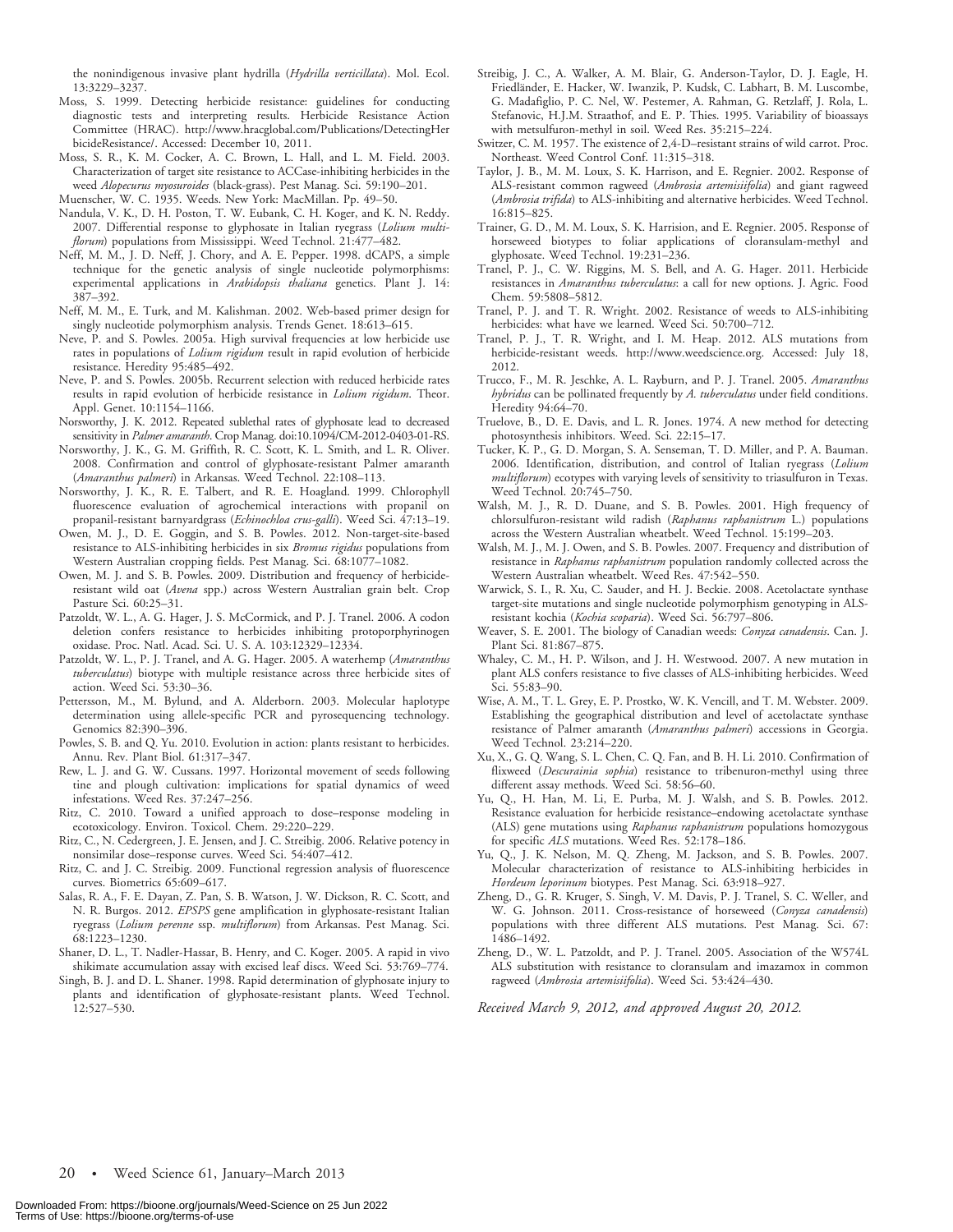the nonindigenous invasive plant hydrilla (*Hydrilla verticillata*). Mol. Ecol. 13:3229–3237.

Moss, S. 1999. Detecting herbicide resistance: guidelines for conducting diagnostic tests and interpreting results. Herbicide Resistance Action Committee (HRAC). http://www.hracglobal.com/Publications/DetectingHerbicideResistance/. Accessed: December 10, 2011.

Moss, S. R., K. M. Cocker, A. C. Brown, L. Hall, and L. M. Field. 2003. Characterization of target site resistance to ACCase-inhibiting herbicides in the weed *Alopecurus myosuroides* (black-grass). Pest Manag. Sci. 59:190–201.

Muenscher, W. C. 1935. Weeds. New York: MacMillan. Pp. 49–50.

Nandula, V. K., D. H. Poston, T. W. Eubank, C. H. Koger, and K. N. Reddy. 2007. Differential response to glyphosate in Italian ryegrass (*Lolium multiflorum*) populations from Mississippi. Weed Technol. 21:477–482.

Neff, M. M., J. D. Neff, J. Chory, and A. E. Pepper. 1998. dCAPS, a simple technique for the genetic analysis of single nucleotide polymorphisms: experimental applications in *Arabidopsis thaliana* genetics. Plant J. 14: 387–392.

Neff, M. M., E. Turk, and M. Kalishman. 2002. Web-based primer design for singly nucleotide polymorphism analysis. Trends Genet. 18:613–615.

Neve, P. and S. Powles. 2005a. High survival frequencies at low herbicide use rates in populations of *Lolium rigidum* result in rapid evolution of herbicide resistance. Heredity 95:485–492.

Neve, P. and S. Powles. 2005b. Recurrent selection with reduced herbicide rates results in rapid evolution of herbicide resistance in *Lolium rigidum*. Theor. Appl. Genet. 10:1154–1166.

Norsworthy, J. K. 2012. Repeated sublethal rates of glyphosate lead to decreased sensitivity in *Palmer amaranth*. Crop Manag. doi:10.1094/CM-2012-0403-01-RS.

Norsworthy, J. K., G. M. Griffith, R. C. Scott, K. L. Smith, and L. R. Oliver. 2008. Confirmation and control of glyphosate-resistant Palmer amaranth (*Amaranthus palmeri*) in Arkansas. Weed Technol. 22:108–113.

Norsworthy, J. K., R. E. Talbert, and R. E. Hoagland. 1999. Chlorophyll fluorescence evaluation of agrochemical interactions with propanil on propanil-resistant barnyardgrass (*Echinochloa crus-galli*). Weed Sci. 47:13–19.

Owen, M. J., D. E. Goggin, and S. B. Powles. 2012. Non-target-site-based resistance to ALS-inhibiting herbicides in six *Bromus rigidus* populations from Western Australian cropping fields. Pest Manag. Sci. 68:1077–1082.

Owen, M. J. and S. B. Powles. 2009. Distribution and frequency of herbicide-resistant wild oat (*Avena* spp.) across Western Australian grain belt. Crop Pasture Sci. 60:25–31.

Patzoldt, W. L., A. G. Hager, J. S. McCormick, and P. J. Tranel. 2006. A codon deletion confers resistance to herbicides inhibiting protoporphyrinogen oxidase. Proc. Natl. Acad. Sci. U. S. A. 103:12329–12334.

Patzoldt, W. L., P. J. Tranel, and A. G. Hager. 2005. A waterhemp (*Amaranthus tuberculatus*) biotype with multiple resistance across three herbicide sites of action. Weed Sci. 53:30–36.

Pettersson, M., M. Bylund, and A. Alderborn. 2003. Molecular haplotype determination using allele-specific PCR and pyrosequencing technology. Genomics 82:390–396.

Powles, S. B. and Q. Yu. 2010. Evolution in action: plants resistant to herbicides. Annu. Rev. Plant Biol. 61:317–347.

Rew, L. J. and G. W. Cussans. 1997. Horizontal movement of seeds following tine and plough cultivation: implications for spatial dynamics of weed infestations. Weed Res. 37:247–256.

Ritz, C. 2010. Toward a unified approach to dose–response modeling in ecotoxicology. Environ. Toxicol. Chem. 29:220–229.

Ritz, C., N. Cedergreen, J. E. Jensen, and J. C. Streibig. 2006. Relative potency in nonsimilar dose–response curves. Weed Sci. 54:407–412.

Ritz, C. and J. C. Streibig. 2009. Functional regression analysis of fluorescence curves. Biometrics 65:609–617.

Salas, R. A., F. E. Dayan, Z. Pan, S. B. Watson, J. W. Dickson, R. C. Scott, and N. R. Burgos. 2012. *EPSPS* gene amplification in glyphosate-resistant Italian ryegrass (*Lolium perenne* ssp. *multiflorum*) from Arkansas. Pest Manag. Sci. 68:1223–1230.

Shaner, D. L., T. Nadler-Hassar, B. Henry, and C. Koger. 2005. A rapid in vivo shikimate accumulation assay with excised leaf discs. Weed Sci. 53:769–774.

Singh, B. J. and D. L. Shaner. 1998. Rapid determination of glyphosate injury to plants and identification of glyphosate-resistant plants. Weed Technol. 12:527–530.

Streibig, J. C., A. Walker, A. M. Blair, G. Anderson-Taylor, D. J. Eagle, H. Friedländer, E. Hacker, W. Iwanzik, P. Kudsk, C. Labhart, B. M. Luscombe, G. Madafiglio, P. C. Nel, W. Pestemer, A. Rahman, G. Retzlaff, J. Rola, L. Stefanovic, H.J.M. Straathof, and E. P. Thies. 1995. Variability of bioassays with metsulfuron-methyl in soil. Weed Res. 35:215–224.

Switzer, C. M. 1957. The existence of 2,4-D–resistant strains of wild carrot. Proc. Northeast. Weed Control Conf. 11:315–318.

Taylor, J. B., M. M. Loux, S. K. Harrison, and E. Regnier. 2002. Response of ALS-resistant common ragweed (*Ambrosia artemisiifolia*) and giant ragweed (*Ambrosia trifida*) to ALS-inhibiting and alternative herbicides. Weed Technol. 16:815–825.

Trainer, G. D., M. M. Loux, S. K. Harrision, and E. Regnier. 2005. Response of horseweed biotypes to foliar applications of cloransulam-methyl and glyphosate. Weed Technol. 19:231–236.

Tranel, P. J., C. W. Riggins, M. S. Bell, and A. G. Hager. 2011. Herbicide resistances in *Amaranthus tuberculatus*: a call for new options. J. Agric. Food Chem. 59:5808–5812.

Tranel, P. J. and T. R. Wright. 2002. Resistance of weeds to ALS-inhibiting herbicides: what have we learned. Weed Sci. 50:700–712.

Tranel, P. J., T. R. Wright, and I. M. Heap. 2012. ALS mutations from herbicide-resistant weeds. http://www.weedscience.org. Accessed: July 18, 2012.

Trucco, F., M. R. Jeschke, A. L. Rayburn, and P. J. Tranel. 2005. *Amaranthus hybridus* can be pollinated frequently by *A. tuberculatus* under field conditions. Heredity 94:64–70.

Truelove, B., D. E. Davis, and L. R. Jones. 1974. A new method for detecting photosynthesis inhibitors. Weed. Sci. 22:15–17.

Tucker, K. P., G. D. Morgan, S. A. Senseman, T. D. Miller, and P. A. Bauman. 2006. Identification, distribution, and control of Italian ryegrass (*Lolium multiflorum*) ecotypes with varying levels of sensitivity to triasulfuron in Texas. Weed Technol. 20:745–750.

Walsh, M. J., R. D. Duane, and S. B. Powles. 2001. High frequency of chlorsulfuron-resistant wild radish (*Raphanus raphanistrum* L.) populations across the Western Australian wheatbelt. Weed Technol. 15:199–203.

Walsh, M. J., M. J. Owen, and S. B. Powles. 2007. Frequency and distribution of resistance in *Raphanus raphanistrum* population randomly collected across the Western Australian wheatbelt. Weed Res. 47:542–550.

Warwick, S. I., R. Xu, C. Sauder, and H. J. Beckie. 2008. Acetolactate synthase target-site mutations and single nucleotide polymorphism genotyping in ALS-resistant kochia (*Kochia scoparia*). Weed Sci. 56:797–806.

Weaver, S. E. 2001. The biology of Canadian weeds: *Conyza canadensis*. Can. J. Plant Sci. 81:867–875.

Whaley, C. M., H. P. Wilson, and J. H. Westwood. 2007. A new mutation in plant ALS confers resistance to five classes of ALS-inhibiting herbicides. Weed Sci. 55:83–90.

Wise, A. M., T. L. Grey, E. P. Prostko, W. K. Vencill, and T. M. Webster. 2009. Establishing the geographical distribution and level of acetolactate synthase resistance of Palmer amaranth (*Amaranthus palmeri*) accessions in Georgia. Weed Technol. 23:214–220.

Xu, X., G. Q. Wang, S. L. Chen, C. Q. Fan, and B. H. Li. 2010. Confirmation of flixweed (*Descurainia sophia*) resistance to tribenuron-methyl using three different assay methods. Weed Sci. 58:56–60.

Yu, Q., H. Han, M. Li, E. Purba, M. J. Walsh, and S. B. Powles. 2012. Resistance evaluation for herbicide resistance–endowing acetolactate synthase (ALS) gene mutations using *Raphanus raphanistrum* populations homozygous for specific *ALS* mutations. Weed Res. 52:178–186.

Yu, Q., J. K. Nelson, M. Q. Zheng, M. Jackson, and S. B. Powles. 2007. Molecular characterization of resistance to ALS-inhibiting herbicides in *Hordeum leporinum* biotypes. Pest Manag. Sci. 63:918–927.

Zheng, D., G. R. Kruger, S. Singh, V. M. Davis, P. J. Tranel, S. C. Weller, and W. G. Johnson. 2011. Cross-resistance of horseweed (*Conyza canadensis*) populations with three different ALS mutations. Pest Manag. Sci. 67: 1486–1492.

Zheng, D., W. L. Patzoldt, and P. J. Tranel. 2005. Association of the W574L ALS substitution with resistance to cloransulam and imazamox in common ragweed (*Ambrosia artemisiifolia*). Weed Sci. 53:424–430.

*Received March 9, 2012, and approved August 20, 2012.*